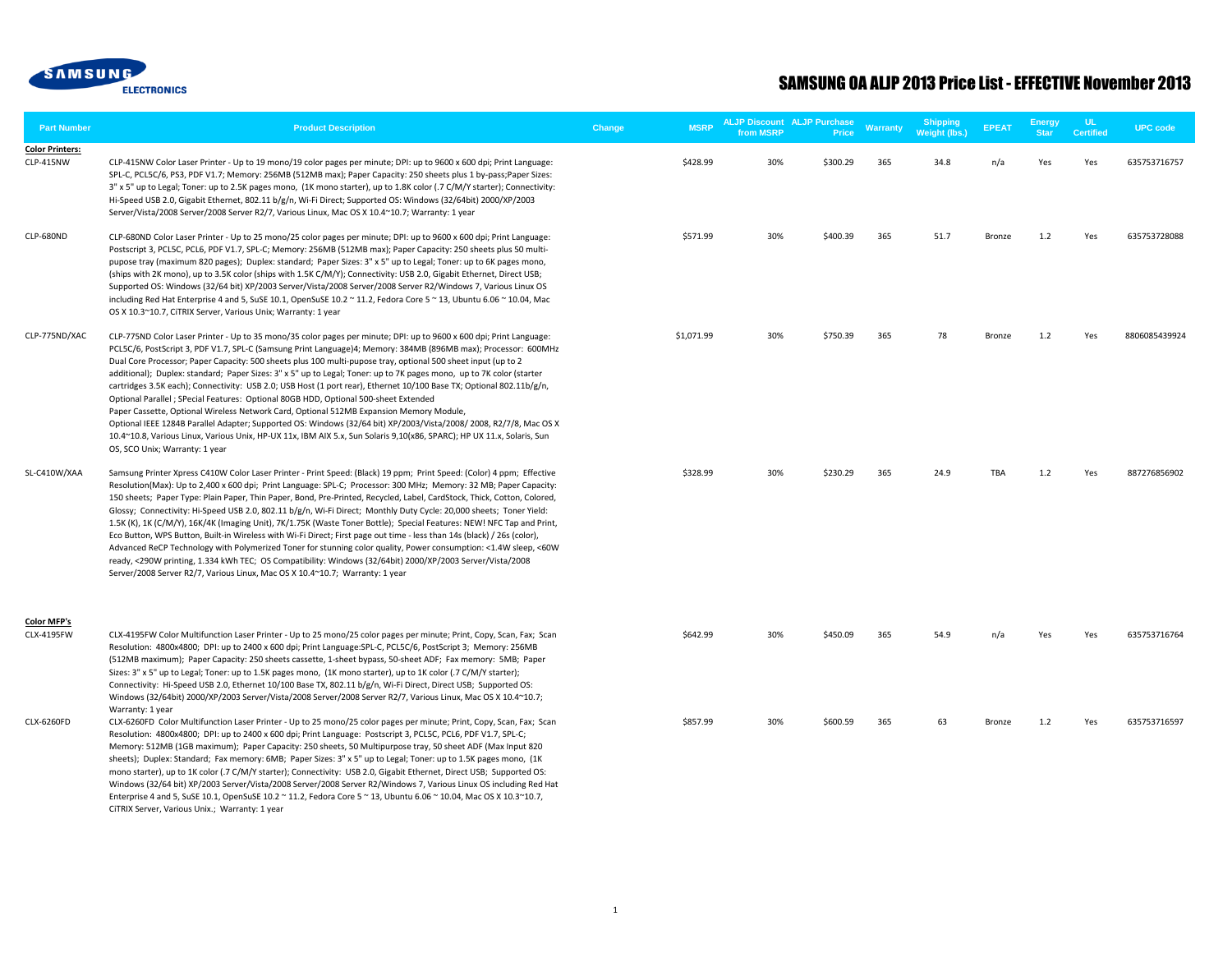# SAMSUNG OA ALJP 2013 Price List - EFFECTIVE November 2013

| Part Number | Product Description | Change | MSRP | ALJP Discount from MSRP | ALJP Purchase Price | Warranty | Shipping Weight (lbs.) | EPEAT | Energy Star | UL Certified | UPC code |
|---|---|---|---|---|---|---|---|---|---|---|---|
| **Color Printers:** | | | | | | | | | | | |
| CLP-415NW | CLP-415NW Color Laser Printer - Up to 19 mono/19 color pages per minute; DPI: up to 9600 x 600 dpi; Print Language: SPL-C, PCL5C/6, PS3, PDF V1.7; Memory: 256MB (512MB max); Paper Capacity: 250 sheets plus 1 by-pass;Paper Sizes: 3" x 5" up to Legal; Toner: up to 2.5K pages mono, (1K mono starter), up to 1.8K color (.7 C/M/Y starter); Connectivity: Hi-Speed USB 2.0, Gigabit Ethernet, 802.11 b/g/n, Wi-Fi Direct; Supported OS: Windows (32/64bit) 2000/XP/2003 Server/Vista/2008 Server/2008 Server R2/7, Various Linux, Mac OS X 10.4~10.7; Warranty: 1 year | | $428.99 | 30% | $300.29 | 365 | 34.8 | n/a | Yes | Yes | 635753716757 |
| CLP-680ND | CLP-680ND Color Laser Printer - Up to 25 mono/25 color pages per minute; DPI: up to 9600 x 600 dpi; Print Language: Postscript 3, PCL5C, PCL6, PDF V1.7, SPL-C; Memory: 256MB (512MB max); Paper Capacity: 250 sheets plus 50 multi-pupose tray (maximum 820 pages); Duplex: standard; Paper Sizes: 3" x 5" up to Legal; Toner: up to 6K pages mono, (ships with 2K mono), up to 3.5K color (ships with 1.5K C/M/Y); Connectivity: USB 2.0, Gigabit Ethernet, Direct USB; Supported OS: Windows (32/64 bit) XP/2003 Server/Vista/2008 Server/2008 Server R2/Windows 7, Various Linux OS including Red Hat Enterprise 4 and 5, SuSE 10.1, OpenSuSE 10.2 ~ 11.2, Fedora Core 5 ~ 13, Ubuntu 6.06 ~ 10.04, Mac OS X 10.3~10.7, CiTRIX Server, Various Unix; Warranty: 1 year | | $571.99 | 30% | $400.39 | 365 | 51.7 | Bronze | 1.2 | Yes | 635753728088 |
| CLP-775ND/XAC | CLP-775ND Color Laser Printer - Up to 35 mono/35 color pages per minute; DPI: up to 9600 x 600 dpi; Print Language: PCL5C/6, PostScript 3, PDF V1.7, SPL-C (Samsung Print Language)4; Memory: 384MB (896MB max); Processor: 600MHz Dual Core Processor; Paper Capacity: 500 sheets plus 100 multi-purpose tray, optional 500 sheet input (up to 2 additional); Duplex: standard; Paper Sizes: 3" x 5" up to Legal; Toner: up to 7K pages mono, up to 7K color (starter cartridges 3.5K each); Connectivity: USB 2.0; USB Host (1 port rear), Ethernet 10/100 Base TX; Optional 802.11b/g/n, Optional Parallel ; SPecial Features: Optional 80GB HDD, Optional 500-sheet Extended Paper Cassette, Optional Wireless Network Card, Optional 512MB Expansion Memory Module, Optional IEEE 1284B Parallel Adapter; Supported OS: Windows (32/64 bit) XP/2003/Vista/2008/ 2008, R2/7/8, Mac OS X 10.4~10.8, Various Linux, Various Unix, HP-UX 11x, IBM AIX 5.x, Sun Solaris 9,10(x86, SPARC); HP UX 11.x, Solaris, Sun OS, SCO Unix; Warranty: 1 year | | $1,071.99 | 30% | $750.39 | 365 | 78 | Bronze | 1.2 | Yes | 8806085439924 |
| SL-C410W/XAA | Samsung Printer Xpress C410W Color Laser Printer - Print Speed: (Black) 19 ppm; Print Speed: (Color) 4 ppm; Effective Resolution(Max): Up to 2,400 x 600 dpi; Print Language: SPL-C; Processor: 300 MHz; Memory: 32 MB; Paper Capacity: 150 sheets; Paper Type: Plain Paper, Thin Paper, Bond, Pre-Printed, Recycled, Label, CardStock, Thick, Cotton, Colored, Glossy; Connectivity: Hi-Speed USB 2.0, 802.11 b/g/n, Wi-Fi Direct; Monthly Duty Cycle: 20,000 sheets; Toner Yield: 1.5K (K), 1K (C/M/Y), 16K/4K (Imaging Unit), 7K/1.75K (Waste Toner Bottle); Special Features: NEW! NFC Tap and Print, Eco Button, WPS Button, Built-in Wireless with Wi-Fi Direct; First page out time - less than 14s (black) / 26s (color), Advanced ReCP Technology with Polymerized Toner for stunning color quality, Power consumption: <1.4W sleep, <60W ready, <290W printing, 1.334 kWh TEC; OS Compatibility: Windows (32/64bit) 2000/XP/2003 Server/Vista/2008 Server/2008 Server R2/7, Various Linux, Mac OS X 10.4~10.7; Warranty: 1 year | | $328.99 | 30% | $230.29 | 365 | 24.9 | TBA | 1.2 | Yes | 887276856902 |
| **Color MFP's** | | | | | | | | | | | |
| CLX-4195FW | CLX-4195FW Color Multifunction Laser Printer - Up to 25 mono/25 color pages per minute; Print, Copy, Scan, Fax; Scan Resolution: 4800x4800; DPI: up to 2400 x 600 dpi; Print Language:SPL-C, PCL5C/6, PostScript 3; Memory: 256MB (512MB maximum); Paper Capacity: 250 sheets cassette, 1-sheet bypass, 50-sheet ADF; Fax memory: 5MB; Paper Sizes: 3" x 5" up to Legal; Toner: up to 1.5K pages mono, (1K mono starter), up to 1K color (.7 C/M/Y starter); Connectivity: Hi-Speed USB 2.0, Ethernet 10/100 Base TX, 802.11 b/g/n, Wi-Fi Direct, Direct USB; Supported OS: Windows (32/64bit) 2000/XP/2003 Server/Vista/2008 Server/2008 Server R2/7, Various Linux, Mac OS X 10.4~10.7; Warranty: 1 year | | $642.99 | 30% | $450.09 | 365 | 54.9 | n/a | Yes | Yes | 635753716764 |
| CLX-6260FD | CLX-6260FD Color Multifunction Laser Printer - Up to 25 mono/25 color pages per minute; Print, Copy, Scan, Fax; Scan Resolution: 4800x4800; DPI: up to 2400 x 600 dpi; Print Language: Postscript 3, PCL5C, PCL6, PDF V1.7, SPL-C; Memory: 512MB (1GB maximum); Paper Capacity: 250 sheets, 50 Multipurpose tray, 50 sheet ADF (Max Input 820 sheets); Duplex: Standard; Fax memory: 6MB; Paper Sizes: 3" x 5" up to Legal; Toner: up to 1.5K pages mono, (1K mono starter), up to 1K color (.7 C/M/Y starter); Connectivity: USB 2.0, Gigabit Ethernet, Direct USB; Supported OS: Windows (32/64 bit) XP/2003 Server/Vista/2008 Server/2008 Server R2/Windows 7, Various Linux OS including Red Hat Enterprise 4 and 5, SuSE 10.1, OpenSuSE 10.2 ~ 11.2, Fedora Core 5 ~ 13, Ubuntu 6.06 ~ 10.04, Mac OS X 10.3~10.7, CiTRIX Server, Various Unix.; Warranty: 1 year | | $857.99 | 30% | $600.59 | 365 | 63 | Bronze | 1.2 | Yes | 635753716597 |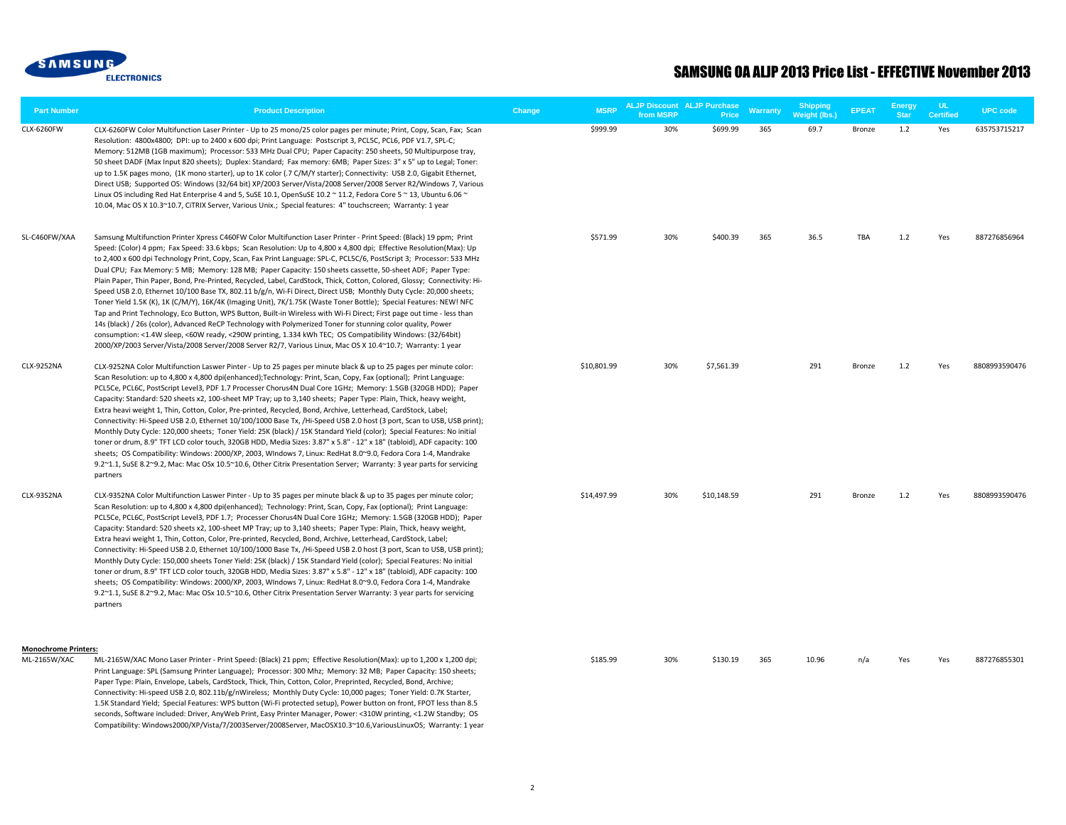# SAMSUNG OA ALJP 2013 Price List - EFFECTIVE November 2013

SAMSUNG ELECTRONICS

| Part Number | Product Description | Change | MSRP | ALJP Discount from MSRP | ALJP Purchase Price | Warranty | Shipping Weight (lbs.) | EPEAT | Energy Star | UL Certified | UPC code |
|---|---|---|---|---|---|---|---|---|---|---|---|
| CLX-6260FW | CLX-6260FW Color Multifunction Laser Printer - Up to 25 mono/25 color pages per minute; Print, Copy, Scan, Fax; Scan Resolution: 4800x4800; DPI: up to 2400 x 600 dpi; Print Language: Postscript 3, PCL5C, PCL6, PDF V1.7, SPL-C; Memory: 512MB (1GB maximum); Processor: 533 MHz Dual CPU; Paper Capacity: 250 sheets, 50 Multipurpose tray, 50 sheet DADF (Max Input 820 sheets); Duplex: Standard; Fax memory: 6MB; Paper Sizes: 3" x 5" up to Legal; Toner: up to 1.5K pages mono, (1K mono starter), up to 1K color (.7 C/M/Y starter); Connectivity: USB 2.0, Gigabit Ethernet, Direct USB; Supported OS: Windows (32/64 bit) XP/2003 Server/Vista/2008 Server/2008 Server R2/Windows 7, Various Linux OS including Red Hat Enterprise 4 and 5, SuSE 10.1, OpenSuSE 10.2 ~ 11.2, Fedora Core 5 ~ 13, Ubuntu 6.06 ~ 10.04, Mac OS X 10.3~10.7, CiTRIX Server, Various Unix.; Special features: 4" touchscreen; Warranty: 1 year | | $999.99 | 30% | $699.99 | 365 | 69.7 | Bronze | 1.2 | Yes | 635753715217 |
| SL-C460FW/XAA | Samsung Multifunction Printer Xpress C460FW Color Multifunction Laser Printer - Print Speed: (Black) 19 ppm; Print Speed: (Color) 4 ppm; Fax Speed: 33.6 kbps; Scan Resolution: Up to 4,800 x 4,800 dpi; Effective Resolution(Max): Up to 2,400 x 600 dpi Technology Print, Copy, Scan, Fax Print Language: SPL-C, PCL5C/6, PostScript 3; Processor: 533 MHz Dual CPU; Fax Memory: 5 MB; Memory: 128 MB; Paper Capacity: 150 sheets cassette, 50-sheet ADF; Paper Type: Plain Paper, Thin Paper, Bond, Pre-Printed, Recycled, Label, CardStock, Thick, Cotton, Colored, Glossy; Connectivity: Hi-Speed USB 2.0, Ethernet 10/100 Base TX, 802.11 b/g/n, Wi-Fi Direct, Direct USB; Monthly Duty Cycle: 20,000 sheets; Toner Yield 1.5K (K), 1K (C/M/Y), 16K/4K (Imaging Unit), 7K/1.75K (Waste Toner Bottle); Special Features: NEW! NFC Tap and Print Technology, Eco Button, WPS Button, Built-in Wireless with Wi-Fi Direct; First page out time - less than 14s (black) / 26s (color), Advanced ReCP Technology with Polymerized Toner for stunning color quality, Power consumption: <1.4W sleep, <60W ready, <290W printing, 1.334 kWh TEC; OS Compatibility Windows: (32/64bit) 2000/XP/2003 Server/Vista/2008 Server/2008 Server R2/7, Various Linux, Mac OS X 10.4~10.7; Warranty: 1 year | | $571.99 | 30% | $400.39 | 365 | 36.5 | TBA | 1.2 | Yes | 887276856964 |
| CLX-9252NA | CLX-9252NA Color Multifunction Laswer Printer - Up to 25 pages per minute black & up to 25 pages per minute color: Scan Resolution: up to 4,800 x 4,800 dpi(enhanced);Technology: Print, Scan, Copy, Fax (optional); Print Language: PCL5Ce, PCL6C, PostScript Level3, PDF 1.7 Processer Chorus4N Dual Core 1GHz; Memory: 1.5GB (320GB HDD); Paper Capacity: Standard: 520 sheets x2, 100-sheet MP Tray; up to 3,140 sheets; Paper Type: Plain, Thick, heavy weight, Extra heavi weight 1, Thin, Cotton, Color, Pre-printed, Recycled, Bond, Archive, Letterhead, CardStock, Label; Connectivity: Hi-Speed USB 2.0, Ethernet 10/100/1000 Base Tx, /Hi-Speed USB 2.0 host (3 port, Scan to USB, USB print); Monthly Duty Cycle: 120,000 sheets; Toner Yield: 25K (black) / 15K Standard Yield (color); Special Features: No initial toner or drum, 8.9" TFT LCD color touch, 320GB HDD, Media Sizes: 3.87" x 5.8" - 12" x 18" (tabloid), ADF capacity: 100 sheets; OS Compatibility: Windows: 2000/XP, 2003, WIndows 7, Linux: RedHat 8.0~9.0, Fedora Cora 1-4, Mandrake 9.2~1.1, SuSE 8.2~9.2, Mac: Mac OSx 10.5~10.6, Other Citrix Presentation Server; Warranty: 3 year parts for servicing partners | | $10,801.99 | 30% | $7,561.39 | | 291 | Bronze | 1.2 | Yes | 8808993590476 |
| CLX-9352NA | CLX-9352NA Color Multifunction Laswer Pinter - Up to 35 pages per minute black & up to 35 pages per minute color; Scan Resolution: up to 4,800 x 4,800 dpi(enhanced); Technology: Print, Scan, Copy, Fax (optional); Print Language: PCL5Ce, PCL6C, PostScript Level3, PDF 1.7; Processer Chorus4N Dual Core 1GHz; Memory: 1.5GB (320GB HDD); Paper Capacity: Standard: 520 sheets x2, 100-sheet MP Tray; up to 3,140 sheets; Paper Type: Plain, Thick, heavy weight, Extra heavi weight 1, Thin, Cotton, Color, Pre-printed, Recycled, Bond, Archive, Letterhead, CardStock, Label; Connectivity: Hi-Speed USB 2.0, Ethernet 10/100/1000 Base Tx, /Hi-Speed USB 2.0 host (3 port, Scan to USB, USB print); Monthly Duty Cycle: 150,000 sheets Toner Yield: 25K (black) / 15K Standard Yield (color); Special Features: No initial toner or drum, 8.9" TFT LCD color touch, 320GB HDD, Media Sizes: 3.87" x 5.8" - 12" x 18" (tabloid), ADF capacity: 100 sheets; OS Compatibility: Windows: 2000/XP, 2003, WIndows 7, Linux: RedHat 8.0~9.0, Fedora Cora 1-4, Mandrake 9.2~1.1, SuSE 8.2~9.2, Mac: Mac OSx 10.5~10.6, Other Citrix Presentation Server Warranty: 3 year parts for servicing partners | | $14,497.99 | 30% | $10,148.59 | | 291 | Bronze | 1.2 | Yes | 8808993590476 |
| **Monochrome Printers:** | | | | | | | | | | | |
| ML-2165W/XAC | ML-2165W/XAC Mono Laser Printer - Print Speed: (Black) 21 ppm; Effective Resolution(Max): up to 1,200 x 1,200 dpi; Print Language: SPL (Samsung Printer Language); Processor: 300 Mhz; Memory: 32 MB; Paper Capacity: 150 sheets; Paper Type: Plain, Envelope, Labels, CardStock, Thick, Thin, Cotton, Color, Preprinted, Recycled, Bond, Archive; Connectivity: Hi-speed USB 2.0, 802.11b/g/nWireless; Monthly Duty Cycle: 10,000 pages; Toner Yield: 0.7K Starter, 1.5K Standard Yield; Special Features: WPS button (Wi-Fi protected setup), Power button on front, FPOT less than 8.5 seconds, Software included: Driver, AnyWeb Print, Easy Printer Manager, Power: <310W printing, <1.2W Standby; OS Compatibility: Windows2000/XP/Vista/7/2003Server/2008Server, MacOSX10.3~10.6,VariousLinuxOS; Warranty: 1 year | | $185.99 | 30% | $130.19 | 365 | 10.96 | n/a | Yes | Yes | 887276855301 |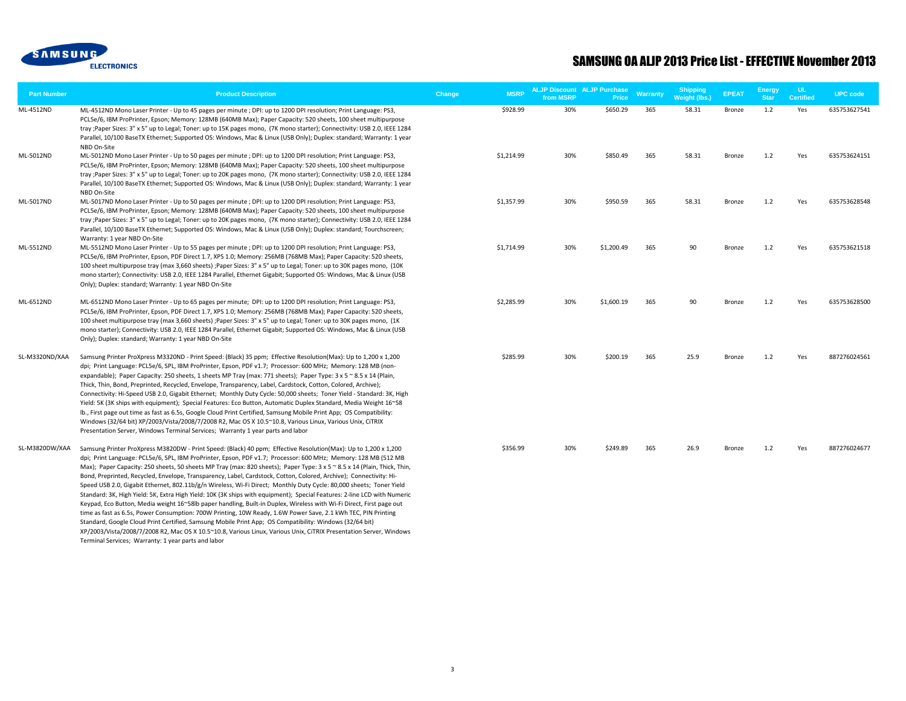SAMSUNG ELECTRONICS

# SAMSUNG OA ALJP 2013 Price List - EFFECTIVE November 2013

| Part Number | Product Description | Change | MSRP | ALJP Discount from MSRP | ALJP Purchase Price | Warranty | Shipping Weight (lbs.) | EPEAT | Energy Star | UL Certified | UPC code |
|---|---|---|---|---|---|---|---|---|---|---|---|
| ML-4512ND | ML-4512ND Mono Laser Printer - Up to 45 pages per minute ; DPI: up to 1200 DPI resolution; Print Language: PS3, PCL5e/6, IBM ProPrinter, Epson; Memory: 128MB (640MB Max); Paper Capacity: 520 sheets, 100 sheet multipurpose tray ;Paper Sizes: 3" x 5" up to Legal; Toner: up to 15K pages mono, (7K mono starter); Connectivity: USB 2.0, IEEE 1284 Parallel, 10/100 BaseTX Ethernet; Supported OS: Windows, Mac & Linux (USB Only); Duplex: standard; Warranty: 1 year NBD On-Site | | $928.99 | 30% | $650.29 | 365 | 58.31 | Bronze | 1.2 | Yes | 635753627541 |
| ML-5012ND | ML-5012ND Mono Laser Printer - Up to 50 pages per minute ; DPI: up to 1200 DPI resolution; Print Language: PS3, PCL5e/6, IBM ProPrinter, Epson; Memory: 128MB (640MB Max); Paper Capacity: 520 sheets, 100 sheet multipurpose tray ;Paper Sizes: 3" x 5" up to Legal; Toner: up to 20K pages mono, (7K mono starter); Connectivity: USB 2.0, IEEE 1284 Parallel, 10/100 BaseTX Ethernet; Supported OS: Windows, Mac & Linux (USB Only); Duplex: standard; Warranty: 1 year NBD On-Site | | $1,214.99 | 30% | $850.49 | 365 | 58.31 | Bronze | 1.2 | Yes | 635753624151 |
| ML-5017ND | ML-5017ND Mono Laser Printer - Up to 50 pages per minute ; DPI: up to 1200 DPI resolution; Print Language: PS3, PCL5e/6, IBM ProPrinter, Epson; Memory: 128MB (640MB Max); Paper Capacity: 520 sheets, 100 sheet multipurpose tray ;Paper Sizes: 3" x 5" up to Legal; Toner: up to 20K pages mono, (7K mono starter); Connectivity: USB 2.0, IEEE 1284 Parallel, 10/100 BaseTX Ethernet; Supported OS: Windows, Mac & Linux (USB Only); Duplex: standard; Tourchscreen; Warranty: 1 year NBD On-Site | | $1,357.99 | 30% | $950.59 | 365 | 58.31 | Bronze | 1.2 | Yes | 635753628548 |
| ML-5512ND | ML-5512ND Mono Laser Printer - Up to 55 pages per minute ; DPI: up to 1200 DPI resolution; Print Language: PS3, PCL5e/6, IBM ProPrinter, Epson, PDF Direct 1.7, XPS 1.0; Memory: 256MB (768MB Max); Paper Capacity: 520 sheets, 100 sheet multipurpose tray (max 3,660 sheets) ;Paper Sizes: 3" x 5" up to Legal; Toner: up to 30K pages mono, (10K mono starter); Connectivity: USB 2.0, IEEE 1284 Parallel, Ethernet Gigabit; Supported OS: Windows, Mac & Linux (USB Only); Duplex: standard; Warranty: 1 year NBD On-Site | | $1,714.99 | 30% | $1,200.49 | 365 | 90 | Bronze | 1.2 | Yes | 635753621518 |
| ML-6512ND | ML-6512ND Mono Laser Printer - Up to 65 pages per minute; DPI: up to 1200 DPI resolution; Print Language: PS3, PCL5e/6, IBM ProPrinter, Epson, PDF Direct 1.7, XPS 1.0; Memory: 256MB (768MB Max); Paper Capacity: 520 sheets, 100 sheet multipurpose tray (max 3,660 sheets) ;Paper Sizes: 3" x 5" up to Legal; Toner: up to 30K pages mono, (1K mono starter); Connectivity: USB 2.0, IEEE 1284 Parallel, Ethernet Gigabit; Supported OS: Windows, Mac & Linux (USB Only); Duplex: standard; Warranty: 1 year NBD On-Site | | $2,285.99 | 30% | $1,600.19 | 365 | 90 | Bronze | 1.2 | Yes | 635753628500 |
| SL-M3320ND/XAA | Samsung Printer ProXpress M3320ND - Print Speed: (Black) 35 ppm; Effective Resolution(Max): Up to 1,200 x 1,200 dpi; Print Language: PCL5e/6, SPL, IBM ProPrinter, Epson, PDF v1.7; Processor: 600 MHz; Memory: 128 MB (non-expandable); Paper Capacity: 250 sheets, 1 sheets MP Tray (max: 771 sheets); Paper Type: 3 x 5 ~ 8.5 x 14 (Plain, Thick, Thin, Bond, Preprinted, Recycled, Envelope, Transparency, Label, Cardstock, Cotton, Colored, Archive); Connectivity: Hi-Speed USB 2.0, Gigabit Ethernet; Monthly Duty Cycle: 50,000 sheets; Toner Yield - Standard: 3K, High Yield: 5K (3K ships with equipment); Special Features: Eco Button, Automatic Duplex Standard, Media Weight 16~58 lb., First page out time as fast as 6.5s, Google Cloud Print Certified, Samsung Mobile Print App; OS Compatibility: Windows (32/64 bit) XP/2003/Vista/2008/7/2008 R2, Mac OS X 10.5~10.8, Various Linux, Various Unix, CiTRIX Presentation Server, Windows Terminal Services; Warranty 1 year parts and labor | | $285.99 | 30% | $200.19 | 365 | 25.9 | Bronze | 1.2 | Yes | 887276024561 |
| SL-M3820DW/XAA | Samsung Printer ProXpress M3820DW - Print Speed: (Black) 40 ppm; Effective Resolution(Max): Up to 1,200 x 1,200 dpi; Print Language: PCL5e/6, SPL, IBM ProPrinter, Epson, PDF v1.7; Processor: 600 MHz; Memory: 128 MB (512 MB Max); Paper Capacity: 250 sheets, 50 sheets MP Tray (max: 820 sheets); Paper Type: 3 x 5 ~ 8.5 x 14 (Plain, Thick, Thin, Bond, Preprinted, Recycled, Envelope, Transparency, Label, Cardstock, Cotton, Colored, Archive); Connectivity: Hi-Speed USB 2.0, Gigabit Ethernet, 802.11b/g/n Wireless, Wi-Fi Direct; Monthly Duty Cycle: 80,000 sheets; Toner Yield Standard: 3K, High Yield: 5K, Extra High Yield: 10K (3K ships with equipment); Special Features: 2-line LCD with Numeric Keypad, Eco Button, Media weight 16~58lb paper handling, Built-in Duplex, Wireless with Wi-Fi Direct, First page out time as fast as 6.5s, Power Consumption: 700W Printing, 10W Ready, 1.6W Power Save, 2.1 kWh TEC, PIN Printing Standard, Google Cloud Print Certified, Samsung Mobile Print App; OS Compatibility: Windows (32/64 bit) XP/2003/Vista/2008/7/2008 R2, Mac OS X 10.5~10.8, Various Linux, Various Unix, CiTRIX Presentation Server, Windows Terminal Services; Warranty: 1 year parts and labor | | $356.99 | 30% | $249.89 | 365 | 26.9 | Bronze | 1.2 | Yes | 887276024677 |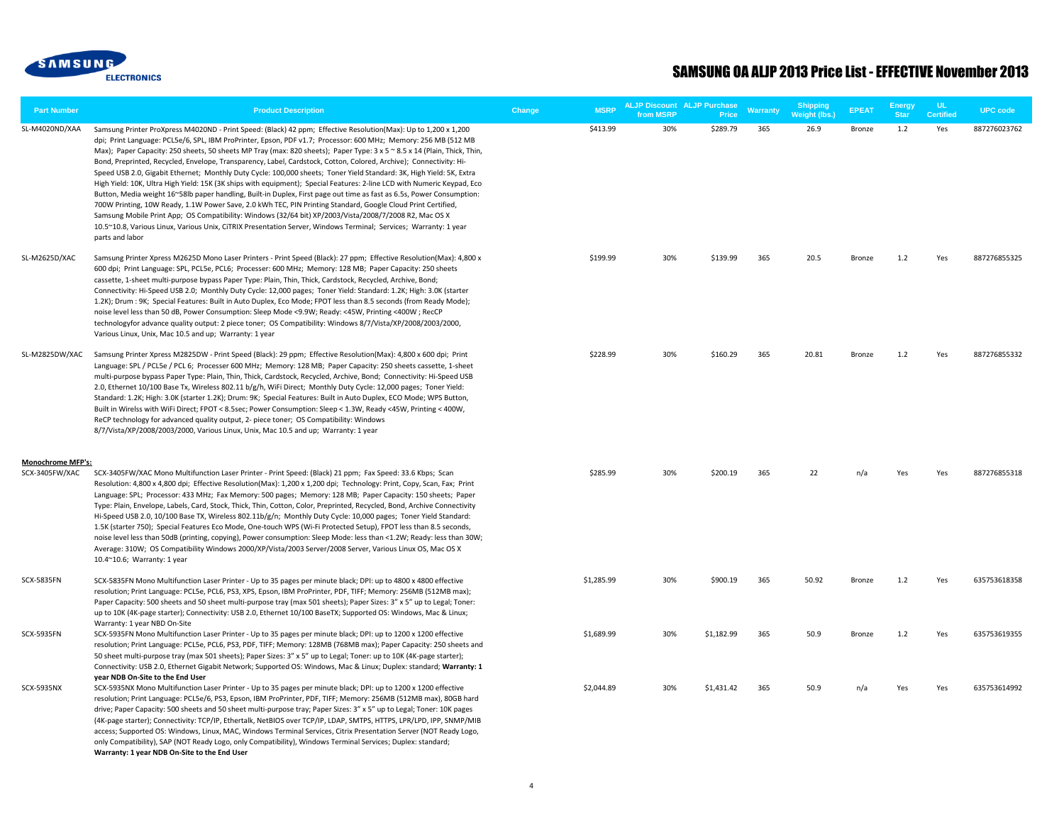# SAMSUNG OA ALJP 2013 Price List - EFFECTIVE November 2013

| Part Number | Product Description | Change | MSRP | ALJP Discount from MSRP | ALJP Purchase Price | Warranty | Shipping Weight (lbs.) | EPEAT | Energy Star | UL Certified | UPC code |
|---|---|---|---|---|---|---|---|---|---|---|---|
| SL-M4020ND/XAA | Samsung Printer ProXpress M4020ND - Print Speed: (Black) 42 ppm; Effective Resolution(Max): Up to 1,200 x 1,200 dpi; Print Language: PCL5e/6, SPL, IBM ProPrinter, Epson, PDF v1.7; Processor: 600 MHz; Memory: 256 MB (512 MB Max); Paper Capacity: 250 sheets, 50 sheets MP Tray (max: 820 sheets); Paper Type: 3 x 5 ~ 8.5 x 14 (Plain, Thick, Thin, Bond, Preprinted, Recycled, Envelope, Transparency, Label, Cardstock, Cotton, Colored, Archive); Connectivity: Hi-Speed USB 2.0, Gigabit Ethernet; Monthly Duty Cycle: 100,000 sheets; Toner Yield Standard: 3K, High Yield: 5K, Extra High Yield: 10K, Ultra High Yield: 15K (3K ships with equipment); Special Features: 2-line LCD with Numeric Keypad, Eco Button, Media weight 16~58lb paper handling, Built-in Duplex, First page out time as fast as 6.5s, Power Consumption: 700W Printing, 10W Ready, 1.1W Power Save, 2.0 kWh TEC, PIN Printing Standard, Google Cloud Print Certified, Samsung Mobile Print App; OS Compatibility: Windows (32/64 bit) XP/2003/Vista/2008/7/2008 R2, Mac OS X 10.5~10.8, Various Linux, Various Unix, CiTRIX Presentation Server, Windows Terminal; Services; Warranty: 1 year parts and labor | | $413.99 | 30% | $289.79 | 365 | 26.9 | Bronze | 1.2 | Yes | 887276023762 |
| SL-M2625D/XAC | Samsung Printer Xpress M2625D Mono Laser Printers - Print Speed (Black): 27 ppm; Effective Resolution(Max): 4,800 x 600 dpi; Print Language: SPL, PCL5e, PCL6; Processer: 600 MHz; Memory: 128 MB; Paper Capacity: 250 sheets cassette, 1-sheet multi-purpose bypass Paper Type: Plain, Thin, Thick, Cardstock, Recycled, Archive, Bond; Connectivity: Hi-Speed USB 2.0; Monthly Duty Cycle: 12,000 pages; Toner Yield: Standard: 1.2K; High: 3.0K (starter 1.2K); Drum : 9K; Special Features: Built in Auto Duplex, Eco Mode; FPOT less than 8.5 seconds (from Ready Mode); noise level less than 50 dB, Power Consumption: Sleep Mode <9.9W; Ready: <45W, Printing <400W ; ReCP technologyfor advance quality output: 2 piece toner; OS Compatibility: Windows 8/7/Vista/XP/2008/2003/2000, Various Linux, Unix, Mac 10.5 and up; Warranty: 1 year | | $199.99 | 30% | $139.99 | 365 | 20.5 | Bronze | 1.2 | Yes | 887276855325 |
| SL-M2825DW/XAC | Samsung Printer Xpress M2825DW - Print Speed (Black): 29 ppm; Effective Resolution(Max): 4,800 x 600 dpi; Print Language: SPL / PCL5e / PCL 6; Processer 600 MHz; Memory: 128 MB; Paper Capacity: 250 sheets cassette, 1-sheet multi-purpose bypass Paper Type: Plain, Thin, Thick, Cardstock, Recycled, Archive, Bond; Connectivity: Hi-Speed USB 2.0, Ethernet 10/100 Base Tx, Wireless 802.11 b/g/h, WiFi Direct; Monthly Duty Cycle: 12,000 pages; Toner Yield: Standard: 1.2K; High: 3.0K (starter 1.2K); Drum: 9K; Special Features: Built in Auto Duplex, ECO Mode; WPS Button, Built in Wirelss with WiFi Direct; FPOT < 8.5sec; Power Consumption: Sleep < 1.3W, Ready <45W, Printing < 400W, ReCP technology for advanced quality output, 2- piece toner; OS Compatibility: Windows 8/7/Vista/XP/2008/2003/2000, Various Linux, Unix, Mac 10.5 and up; Warranty: 1 year | | $228.99 | 30% | $160.29 | 365 | 20.81 | Bronze | 1.2 | Yes | 887276855332 |
| **Monochrome MFP's:** | | | | | | | | | | | |
| SCX-3405FW/XAC | SCX-3405FW/XAC Mono Multifunction Laser Printer - Print Speed: (Black) 21 ppm; Fax Speed: 33.6 Kbps; Scan Resolution: 4,800 x 4,800 dpi; Effective Resolution(Max): 1,200 x 1,200 dpi; Technology: Print, Copy, Scan, Fax; Print Language: SPL; Processor: 433 MHz; Fax Memory: 500 pages; Memory: 128 MB; Paper Capacity: 150 sheets; Paper Type: Plain, Envelope, Labels, Card, Stock, Thick, Thin, Cotton, Color, Preprinted, Recycled, Bond, Archive Connectivity Hi-Speed USB 2.0, 10/100 Base TX, Wireless 802.11b/g/n; Monthly Duty Cycle: 10,000 pages; Toner Yield Standard: 1.5K (starter 750); Special Features Eco Mode, One-touch WPS (Wi-Fi Protected Setup), FPOT less than 8.5 seconds, noise level less than 50dB (printing, copying), Power consumption: Sleep Mode: less than <1.2W; Ready: less than 30W; Average: 310W; OS Compatibility Windows 2000/XP/Vista/2003 Server/2008 Server, Various Linux OS, Mac OS X 10.4~10.6; Warranty: 1 year | | $285.99 | 30% | $200.19 | 365 | 22 | n/a | Yes | Yes | 887276855318 |
| SCX-5835FN | SCX-5835FN Mono Multifunction Laser Printer - Up to 35 pages per minute black; DPI: up to 4800 x 4800 effective resolution; Print Language: PCL5e, PCL6, PS3, XPS, Epson, IBM ProPrinter, PDF, TIFF; Memory: 256MB (512MB max); Paper Capacity: 500 sheets and 50 sheet multi-purpose tray (max 501 sheets); Paper Sizes: 3" x 5" up to Legal; Toner: up to 10K (4K-page starter); Connectivity: USB 2.0, Ethernet 10/100 BaseTX; Supported OS: Windows, Mac & Linux; Warranty: 1 year NBD On-Site | | $1,285.99 | 30% | $900.19 | 365 | 50.92 | Bronze | 1.2 | Yes | 635753618358 |
| SCX-5935FN | SCX-5935FN Mono Multifunction Laser Printer - Up to 35 pages per minute black; DPI: up to 1200 x 1200 effective resolution; Print Language: PCL5e, PCL6, PS3, PDF, TIFF; Memory: 128MB (768MB max); Paper Capacity: 250 sheets and 50 sheet multi-purpose tray (max 501 sheets); Paper Sizes: 3" x 5" up to Legal; Toner: up to 10K (4K-page starter); Connectivity: USB 2.0, Ethernet Gigabit Network; Supported OS: Windows, Mac & Linux; Duplex: standard; **Warranty: 1 year NDB On-Site to the End User** | | $1,689.99 | 30% | $1,182.99 | 365 | 50.9 | Bronze | 1.2 | Yes | 635753619355 |
| SCX-5935NX | SCX-5935NX Mono Multifunction Laser Printer - Up to 35 pages per minute black; DPI: up to 1200 x 1200 effective resolution; Print Language: PCL5e/6, PS3, Epson, IBM ProPrinter, PDF, TIFF; Memory: 256MB (512MB max), 80GB hard drive; Paper Capacity: 500 sheets and 50 sheet multi-purpose tray; Paper Sizes: 3" x 5" up to Legal; Toner: 10K pages (4K-page starter); Connectivity: TCP/IP, Ethertalk, NetBIOS over TCP/IP, LDAP, SMTPS, HTTPS, LPR/LPD, IPP, SNMP/MIB access; Supported OS: Windows, Linux, MAC, Windows Terminal Services, Citrix Presentation Server (NOT Ready Logo, only Compatibility), SAP (NOT Ready Logo, only Compatibility), Windows Terminal Services; Duplex: standard; **Warranty: 1 year NDB On-Site to the End User** | | $2,044.89 | 30% | $1,431.42 | 365 | 50.9 | n/a | Yes | Yes | 635753614992 |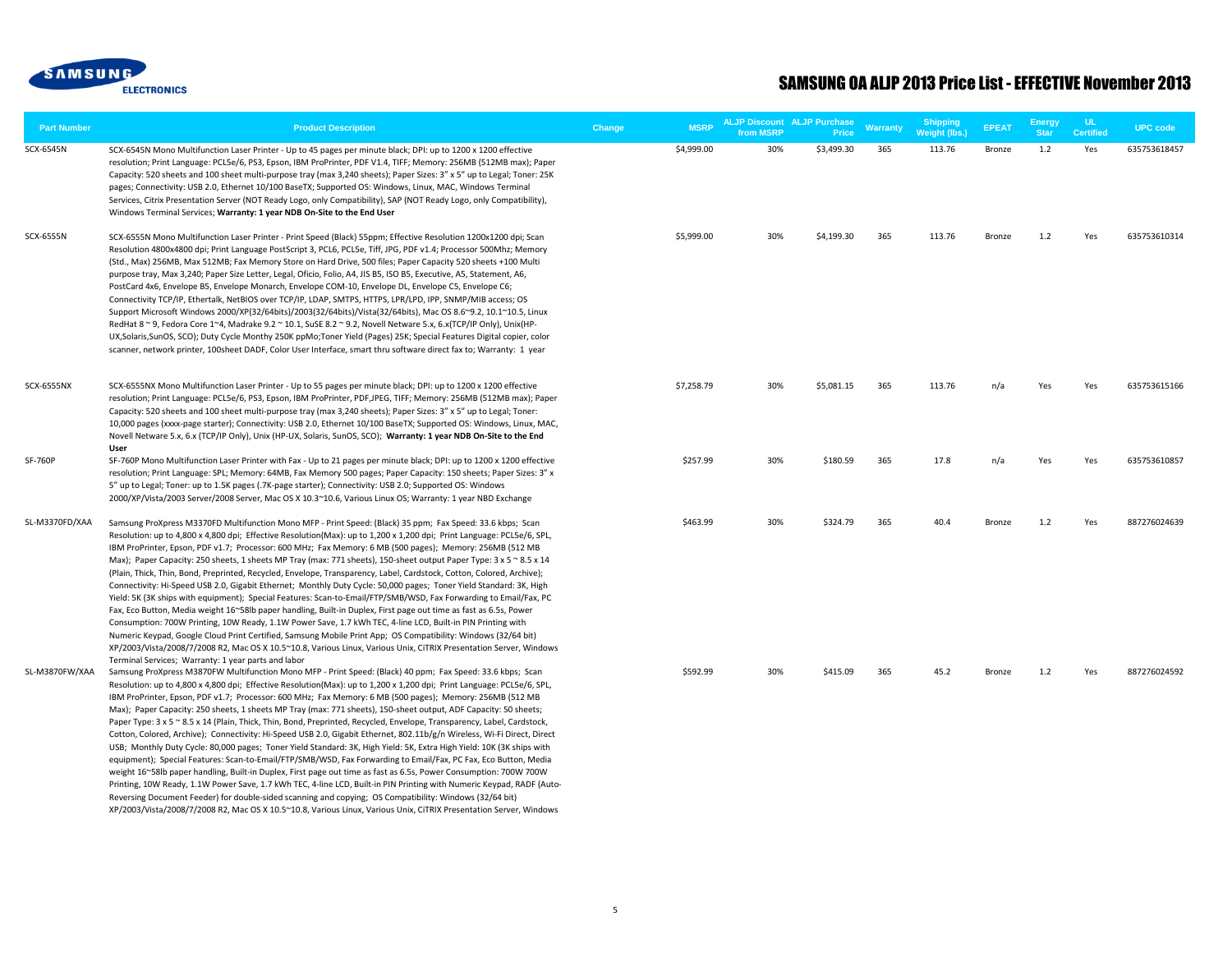# SAMSUNG OA ALJP 2013 Price List - EFFECTIVE November 2013

| Part Number | Product Description | Change | MSRP | ALJP Discount from MSRP | ALJP Purchase Price | Warranty | Shipping Weight (lbs.) | EPEAT | Energy Star | UL Certified | UPC code |
|---|---|---|---|---|---|---|---|---|---|---|---|
| SCX-6545N | SCX-6545N Mono Multifunction Laser Printer - Up to 45 pages per minute black; DPI: up to 1200 x 1200 effective resolution; Print Language: PCL5e/6, PS3, Epson, IBM ProPrinter, PDF V1.4, TIFF; Memory: 256MB (512MB max); Paper Capacity: 520 sheets and 100 sheet multi-purpose tray (max 3,240 sheets); Paper Sizes: 3" x 5" up to Legal; Toner: 25K pages; Connectivity: USB 2.0, Ethernet 10/100 BaseTX; Supported OS: Windows, Linux, MAC, Windows Terminal Services, Citrix Presentation Server (NOT Ready Logo, only Compatibility), SAP (NOT Ready Logo, only Compatibility), Windows Terminal Services; **Warranty: 1 year NDB On-Site to the End User** | | $4,999.00 | 30% | $3,499.30 | 365 | 113.76 | Bronze | 1.2 | Yes | 635753618457 |
| SCX-6555N | SCX-6555N Mono Multifunction Laser Printer - Print Speed (Black) 55ppm; Effective Resolution 1200x1200 dpi; Scan Resolution 4800x4800 dpi; Print Language PostScript 3, PCL6, PCL5e, Tiff, JPG, PDF v1.4; Processor 500Mhz; Memory (Std., Max) 256MB, Max 512MB; Fax Memory Store on Hard Drive, 500 files; Paper Capacity 520 sheets +100 Multi purpose tray, Max 3,240; Paper Size Letter, Legal, Oficio, Folio, A4, JIS B5, ISO B5, Executive, A5, Statement, A6, PostCard 4x6, Envelope B5, Envelope Monarch, Envelope COM-10, Envelope DL, Envelope C5, Envelope C6; Connectivity TCP/IP, Ethertalk, NetBIOS over TCP/IP, LDAP, SMTPS, HTTPS, LPR/LPD, IPP, SNMP/MIB access; OS Support Microsoft Windows 2000/XP(32/64bits)/2003(32/64bits)/Vista(32/64bits), Mac OS 8.6~9.2, 10.1~10.5, Linux RedHat 8 ~ 9, Fedora Core 1~4, Madrake 9.2 ~ 10.1, SuSE 8.2 ~ 9.2, Novell Netware 5.x, 6.x(TCP/IP Only), Unix(HP-UX,Solaris,SunOS, SCO); Duty Cycle Monthy 250K ppMo;Toner Yield (Pages) 25K; Special Features Digital copier, color scanner, network printer, 100sheet DADF, Color User Interface, smart thru software direct fax to; Warranty: 1 year | | $5,999.00 | 30% | $4,199.30 | 365 | 113.76 | Bronze | 1.2 | Yes | 635753610314 |
| SCX-6555NX | SCX-6555NX Mono Multifunction Laser Printer - Up to 55 pages per minute black; DPI: up to 1200 x 1200 effective resolution; Print Language: PCL5e/6, PS3, Epson, IBM ProPrinter, PDF,JPEG, TIFF; Memory: 256MB (512MB max); Paper Capacity: 520 sheets and 100 sheet multi-purpose tray (max 3,240 sheets); Paper Sizes: 3" x 5" up to Legal; Toner: 10,000 pages (xxxx-page starter); Connectivity: USB 2.0, Ethernet 10/100 BaseTX; Supported OS: Windows, Linux, MAC, Novell Netware 5.x, 6.x (TCP/IP Only), Unix (HP-UX, Solaris, SunOS, SCO); **Warranty: 1 year NDB On-Site to the End User** | | $7,258.79 | 30% | $5,081.15 | 365 | 113.76 | n/a | Yes | Yes | 635753615166 |
| SF-760P | SF-760P Mono Multifunction Laser Printer with Fax - Up to 21 pages per minute black; DPI: up to 1200 x 1200 effective resolution; Print Language: SPL; Memory: 64MB, Fax Memory 500 pages; Paper Capacity: 150 sheets; Paper Sizes: 3" x 5" up to Legal; Toner: up to 1.5K pages (.7K-page starter); Connectivity: USB 2.0; Supported OS: Windows 2000/XP/Vista/2003 Server/2008 Server, Mac OS X 10.3~10.6, Various Linux OS; Warranty: 1 year NBD Exchange | | $257.99 | 30% | $180.59 | 365 | 17.8 | n/a | Yes | Yes | 635753610857 |
| SL-M3370FD/XAA | Samsung ProXpress M3370FD Multifunction Mono MFP - Print Speed: (Black) 35 ppm; Fax Speed: 33.6 kbps; Scan Resolution: up to 4,800 x 4,800 dpi; Effective Resolution(Max): up to 1,200 x 1,200 dpi; Print Language: PCL5e/6, SPL, IBM ProPrinter, Epson, PDF v1.7; Processor: 600 MHz; Fax Memory: 6 MB (500 pages); Memory: 256MB (512 MB Max); Paper Capacity: 250 sheets, 1 sheets MP Tray (max: 771 sheets), 150-sheet output Paper Type: 3 x 5 ~ 8.5 x 14 (Plain, Thick, Thin, Bond, Preprinted, Recycled, Envelope, Transparency, Label, Cardstock, Cotton, Colored, Archive); Connectivity: Hi-Speed USB 2.0, Gigabit Ethernet; Monthly Duty Cycle: 50,000 pages; Toner Yield Standard: 3K, High Yield: 5K (3K ships with equipment); Special Features: Scan-to-Email/FTP/SMB/WSD, Fax Forwarding to Email/Fax, PC Fax, Eco Button, Media weight 16~58lb paper handling, Built-in Duplex, First page out time as fast as 6.5s, Power Consumption: 700W Printing, 10W Ready, 1.1W Power Save, 1.7 kWh TEC, 4-line LCD, Built-in PIN Printing with Numeric Keypad, Google Cloud Print Certified, Samsung Mobile Print App; OS Compatibility: Windows (32/64 bit) XP/2003/Vista/2008/7/2008 R2, Mac OS X 10.5~10.8, Various Linux, Various Unix, CiTRIX Presentation Server, Windows Terminal Services; Warranty: 1 year parts and labor | | $463.99 | 30% | $324.79 | 365 | 40.4 | Bronze | 1.2 | Yes | 887276024639 |
| SL-M3870FW/XAA | Samsung ProXpress M3870FW Multifunction Mono MFP - Print Speed: (Black) 40 ppm; Fax Speed: 33.6 kbps; Scan Resolution: up to 4,800 x 4,800 dpi; Effective Resolution(Max): up to 1,200 x 1,200 dpi; Print Language: PCL5e/6, SPL, IBM ProPrinter, Epson, PDF v1.7; Processor: 600 MHz; Fax Memory: 6 MB (500 pages); Memory: 256MB (512 MB Max); Paper Capacity: 250 sheets, 1 sheets MP Tray (max: 771 sheets), 150-sheet output, ADF Capacity: 50 sheets; Paper Type: 3 x 5 ~ 8.5 x 14 (Plain, Thick, Thin, Bond, Preprinted, Recycled, Envelope, Transparency, Label, Cardstock, Cotton, Colored, Archive); Connectivity: Hi-Speed USB 2.0, Gigabit Ethernet, 802.11b/g/n Wireless, Wi-Fi Direct, Direct USB; Monthly Duty Cycle: 80,000 pages; Toner Yield Standard: 3K, High Yield: 5K, Extra High Yield: 10K (3K ships with equipment); Special Features: Scan-to-Email/FTP/SMB/WSD, Fax Forwarding to Email/Fax, PC Fax, Eco Button, Media weight 16~58lb paper handling, Built-in Duplex, First page out time as fast as 6.5s, Power Consumption: 700W 700W Printing, 10W Ready, 1.1W Power Save, 1.7 kWh TEC, 4-line LCD, Built-in PIN Printing with Numeric Keypad, RADF (Auto-Reversing Document Feeder) for double-sided scanning and copying; OS Compatibility: Windows (32/64 bit) XP/2003/Vista/2008/7/2008 R2, Mac OS X 10.5~10.8, Various Linux, Various Unix, CiTRIX Presentation Server, Windows | | $592.99 | 30% | $415.09 | 365 | 45.2 | Bronze | 1.2 | Yes | 887276024592 |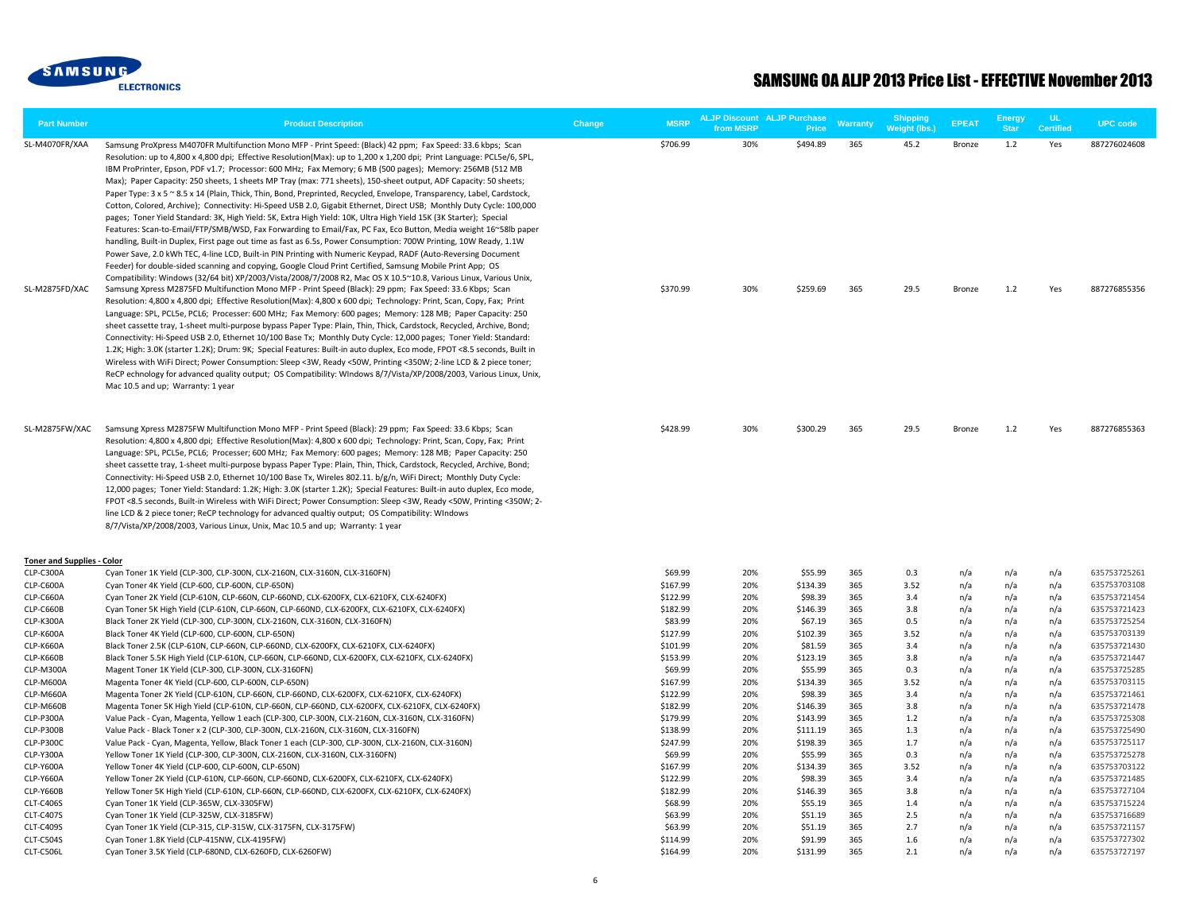# SAMSUNG OA ALJP 2013 Price List - EFFECTIVE November 2013

| Part Number | Product Description | Change | MSRP | ALJP Discount from MSRP | ALJP Purchase Price | Warranty | Shipping Weight (lbs.) | EPEAT | Energy Star | UL Certified | UPC code |
|---|---|---|---|---|---|---|---|---|---|---|---|
| SL-M4070FR/XAA | Samsung ProXpress M4070FR Multifunction Mono MFP - Print Speed: (Black) 42 ppm; Fax Speed: 33.6 kbps; Scan Resolution: up to 4,800 x 4,800 dpi; Effective Resolution(Max): up to 1,200 x 1,200 dpi; Print Language: PCL5e/6, SPL, IBM ProPrinter, Epson, PDF v1.7; Processor: 600 MHz; Fax Memory; 6 MB (500 pages); Memory: 256MB (512 MB Max); Paper Capacity: 250 sheets, 1 sheets MP Tray (max: 771 sheets), 150-sheet output, ADF Capacity: 50 sheets; Paper Type: 3 x 5 ~ 8.5 x 14 (Plain, Thick, Thin, Bond, Preprinted, Recycled, Envelope, Transparency, Label, Cardstock, Cotton, Colored, Archive); Connectivity: Hi-Speed USB 2.0, Gigabit Ethernet, Direct USB; Monthly Duty Cycle: 100,000 pages; Toner Yield Standard: 3K, High Yield: 5K, Extra High Yield: 10K, Ultra High Yield 15K (3K Starter); Special Features: Scan-to-Email/FTP/SMB/WSD, Fax Forwarding to Email/Fax, PC Fax, Eco Button, Media weight 16~58lb paper handling, Built-in Duplex, First page out time as fast as 6.5s, Power Consumption: 700W Printing, 10W Ready, 1.1W Power Save, 2.0 kWh TEC, 4-line LCD, Built-in PIN Printing with Numeric Keypad, RADF (Auto-Reversing Document Feeder) for double-sided scanning and copying, Google Cloud Print Certified, Samsung Mobile Print App; OS Compatibility: Windows (32/64 bit) XP/2003/Vista/2008/7/2008 R2, Mac OS X 10.5~10.8, Various Linux, Various Unix, | | $706.99 | 30% | $494.89 | 365 | 45.2 | Bronze | 1.2 | Yes | 887276024608 |
| SL-M2875FD/XAC | Samsung Xpress M2875FD Multifunction Mono MFP - Print Speed (Black): 29 ppm; Fax Speed: 33.6 Kbps; Scan Resolution: 4,800 x 4,800 dpi; Effective Resolution(Max): 4,800 x 600 dpi; Technology: Print, Scan, Copy, Fax; Print Language: SPL, PCL5e, PCL6; Processer: 600 MHz; Fax Memory: 600 pages; Memory: 128 MB; Paper Capacity: 250 sheet cassette tray, 1-sheet multi-purpose bypass Paper Type: Plain, Thin, Thick, Cardstock, Recycled, Archive, Bond; Connectivity: Hi-Speed USB 2.0, Ethernet 10/100 Base Tx; Monthly Duty Cycle: 12,000 pages; Toner Yield: Standard: 1.2K; High: 3.0K (starter 1.2K); Drum: 9K; Special Features: Built-in auto duplex, Eco mode, FPOT <8.5 seconds, Built in Wireless with WiFi Direct; Power Consumption: Sleep <3W, Ready <50W, Printing <350W; 2-line LCD & 2 piece toner; ReCP echnology for advanced quality output; OS Compatibility: WIndows 8/7/Vista/XP/2008/2003, Various Linux, Unix, Mac 10.5 and up; Warranty: 1 year | | $370.99 | 30% | $259.69 | 365 | 29.5 | Bronze | 1.2 | Yes | 887276855356 |
| SL-M2875FW/XAC | Samsung Xpress M2875FW Multifunction Mono MFP - Print Speed (Black): 29 ppm; Fax Speed: 33.6 Kbps; Scan Resolution: 4,800 x 4,800 dpi; Effective Resolution(Max): 4,800 x 600 dpi; Technology: Print, Scan, Copy, Fax; Print Language: SPL, PCL5e, PCL6; Processer: 600 MHz; Fax Memory: 600 pages; Memory: 128 MB; Paper Capacity: 250 sheet cassette tray, 1-sheet multi-purpose bypass Paper Type: Plain, Thin, Thick, Cardstock, Recycled, Archive, Bond; Connectivity: Hi-Speed USB 2.0, Ethernet 10/100 Base Tx, Wireles 802.11. b/g/n, WiFi Direct; Monthly Duty Cycle: 12,000 pages; Toner Yield: Standard: 1.2K; High: 3.0K (starter 1.2K); Special Features: Built-in auto duplex, Eco mode, FPOT <8.5 seconds, Built-in Wireless with WiFi Direct; Power Consumption: Sleep <3W, Ready <50W, Printing <350W; 2-line LCD & 2 piece toner; ReCP technology for advanced qualtiy output; OS Compatibility: WIndows 8/7/Vista/XP/2008/2003, Various Linux, Unix, Mac 10.5 and up; Warranty: 1 year | | $428.99 | 30% | $300.29 | 365 | 29.5 | Bronze | 1.2 | Yes | 887276855363 |
| **Toner and Supplies - Color** | | | | | | | | | | | |
| CLP-C300A | Cyan Toner 1K Yield (CLP-300, CLP-300N, CLX-2160N, CLX-3160N, CLX-3160FN) | | $69.99 | 20% | $55.99 | 365 | 0.3 | n/a | n/a | n/a | 635753725261 |
| CLP-C600A | Cyan Toner 4K Yield (CLP-600, CLP-600N, CLP-650N) | | $167.99 | 20% | $134.39 | 365 | 3.52 | n/a | n/a | n/a | 635753703108 |
| CLP-C660A | Cyan Toner 2K Yield (CLP-610N, CLP-660N, CLP-660ND, CLX-6200FX, CLX-6210FX, CLX-6240FX) | | $122.99 | 20% | $98.39 | 365 | 3.4 | n/a | n/a | n/a | 635753721454 |
| CLP-C660B | Cyan Toner 5K High Yield (CLP-610N, CLP-660N, CLP-660ND, CLX-6200FX, CLX-6210FX, CLX-6240FX) | | $182.99 | 20% | $146.39 | 365 | 3.8 | n/a | n/a | n/a | 635753721423 |
| CLP-K300A | Black Toner 2K Yield (CLP-300, CLP-300N, CLX-2160N, CLX-3160N, CLX-3160FN) | | $83.99 | 20% | $67.19 | 365 | 0.5 | n/a | n/a | n/a | 635753725254 |
| CLP-K600A | Black Toner 4K Yield (CLP-600, CLP-600N, CLP-650N) | | $127.99 | 20% | $102.39 | 365 | 3.52 | n/a | n/a | n/a | 635753703139 |
| CLP-K660A | Black Toner 2.5K Yield (CLP-610N, CLP-660N, CLP-660ND, CLX-6200FX, CLX-6210FX, CLX-6240FX) | | $101.99 | 20% | $81.59 | 365 | 3.4 | n/a | n/a | n/a | 635753721430 |
| CLP-K660B | Black Toner 5.5K High Yield (CLP-610N, CLP-660N, CLP-660ND, CLX-6200FX, CLX-6210FX, CLX-6240FX) | | $153.99 | 20% | $123.19 | 365 | 3.8 | n/a | n/a | n/a | 635753721447 |
| CLP-M300A | Magent Toner 1K Yield (CLP-300, CLP-300N, CLX-3160FN) | | $69.99 | 20% | $55.99 | 365 | 0.3 | n/a | n/a | n/a | 635753725285 |
| CLP-M600A | Magenta Toner 4K Yield (CLP-600, CLP-600N, CLP-650N) | | $167.99 | 20% | $134.39 | 365 | 3.52 | n/a | n/a | n/a | 635753703115 |
| CLP-M660A | Magenta Toner 2K Yield (CLP-610N, CLP-660N, CLP-660ND, CLX-6200FX, CLX-6210FX, CLX-6240FX) | | $122.99 | 20% | $98.39 | 365 | 3.4 | n/a | n/a | n/a | 635753721461 |
| CLP-M660B | Magenta Toner 5K High Yield (CLP-610N, CLP-660N, CLP-660ND, CLX-6200FX, CLX-6210FX, CLX-6240FX) | | $182.99 | 20% | $146.39 | 365 | 3.8 | n/a | n/a | n/a | 635753721478 |
| CLP-P300A | Value Pack - Cyan, Magenta, Yellow 1 each (CLP-300, CLP-300N, CLX-2160N, CLX-3160N, CLX-3160FN) | | $179.99 | 20% | $143.99 | 365 | 1.2 | n/a | n/a | n/a | 635753725308 |
| CLP-P300B | Value Pack - Black Toner x 2 (CLP-300, CLP-300N, CLX-2160N, CLX-3160N, CLX-3160FN) | | $138.99 | 20% | $111.19 | 365 | 1.3 | n/a | n/a | n/a | 635753725490 |
| CLP-P300C | Value Pack - Cyan, Magenta, Yellow, Black Toner 1 each (CLP-300, CLP-300N, CLX-2160N, CLX-3160N) | | $247.99 | 20% | $198.39 | 365 | 1.7 | n/a | n/a | n/a | 635753725117 |
| CLP-Y300A | Yellow Toner 1K Yield (CLP-300, CLP-300N, CLX-2160N, CLX-3160N, CLX-3160FN) | | $69.99 | 20% | $55.99 | 365 | 0.3 | n/a | n/a | n/a | 635753725278 |
| CLP-Y600A | Yellow Toner 4K Yield (CLP-600, CLP-600N, CLP-650N) | | $167.99 | 20% | $134.39 | 365 | 3.52 | n/a | n/a | n/a | 635753703122 |
| CLP-Y660A | Yellow Toner 2K Yield (CLP-610N, CLP-660N, CLP-660ND, CLX-6200FX, CLX-6210FX, CLX-6240FX) | | $122.99 | 20% | $98.39 | 365 | 3.4 | n/a | n/a | n/a | 635753721485 |
| CLP-Y660B | Yellow Toner 5K High Yield (CLP-610N, CLP-660N, CLP-660ND, CLX-6200FX, CLX-6210FX, CLX-6240FX) | | $182.99 | 20% | $146.39 | 365 | 3.8 | n/a | n/a | n/a | 635753727104 |
| CLT-C406S | Cyan Toner 1K Yield (CLP-365W, CLX-3305FW) | | $68.99 | 20% | $55.19 | 365 | 1.4 | n/a | n/a | n/a | 635753715224 |
| CLT-C407S | Cyan Toner 1K Yield (CLP-325W, CLX-3185FW) | | $63.99 | 20% | $51.19 | 365 | 2.5 | n/a | n/a | n/a | 635753716689 |
| CLT-C409S | Cyan Toner 1K Yield (CLP-315, CLP-315W, CLX-3175FN, CLX-3175FW) | | $63.99 | 20% | $51.19 | 365 | 2.7 | n/a | n/a | n/a | 635753721157 |
| CLT-C504S | Cyan Toner 1.8K Yield (CLP-415NW, CLX-4195FW) | | $114.99 | 20% | $91.99 | 365 | 1.6 | n/a | n/a | n/a | 635753727302 |
| CLT-C506L | Cyan Toner 3.5K Yield (CLP-680ND, CLX-6260FD, CLX-6260FW) | | $164.99 | 20% | $131.99 | 365 | 2.1 | n/a | n/a | n/a | 635753727197 |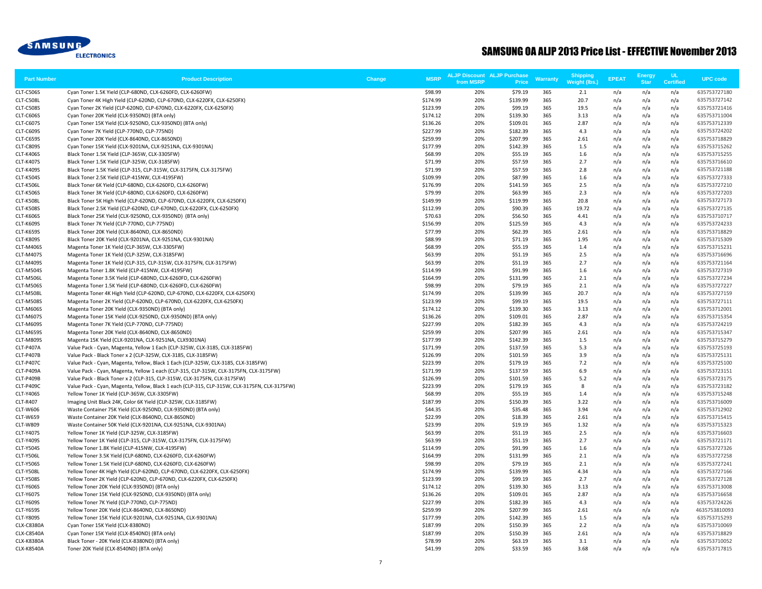# SAMSUNG OA ALJP 2013 Price List - EFFECTIVE November 2013

| Part Number | Product Description | Change | MSRP | ALJP Discount from MSRP | ALJP Purchase Price | Warranty | Shipping Weight (lbs.) | EPEAT | Energy Star | UL Certified | UPC code |
|---|---|---|---|---|---|---|---|---|---|---|---|
| CLT-C506S | Cyan Toner 1.5K Yield (CLP-680ND, CLX-6260FD, CLX-6260FW) | | $98.99 | 20% | $79.19 | 365 | 2.1 | n/a | n/a | n/a | 635753727180 |
| CLT-C508L | Cyan Toner 4K High Yield (CLP-620ND, CLP-670ND, CLX-6220FX, CLX-6250FX) | | $174.99 | 20% | $139.99 | 365 | 20.7 | n/a | n/a | n/a | 635753727142 |
| CLT-C508S | Cyan Toner 2K Yield (CLP-620ND, CLP-670ND, CLX-6220FX, CLX-6250FX) | | $123.99 | 20% | $99.19 | 365 | 19.5 | n/a | n/a | n/a | 635753721416 |
| CLT-C606S | Cyan Toner 20K Yield (CLX-9350ND) (BTA only) | | $174.12 | 20% | $139.30 | 365 | 3.13 | n/a | n/a | n/a | 635753711004 |
| CLT-C607S | Cyan Toner 15K Yield (CLX-9250ND, CLX-9350ND) (BTA only) | | $136.26 | 20% | $109.01 | 365 | 2.87 | n/a | n/a | n/a | 635753712339 |
| CLT-C609S | Cyan Toner 7K Yield (CLP-770ND, CLP-775ND) | | $227.99 | 20% | $182.39 | 365 | 4.3 | n/a | n/a | n/a | 635753724202 |
| CLT-C659S | Cyan Toner 20K Yield (CLX-8640ND, CLX-8650ND) | | $259.99 | 20% | $207.99 | 365 | 2.61 | n/a | n/a | n/a | 635753718829 |
| CLT-C809S | Cyan Toner 15K Yield (CLX-9201NA, CLX-9251NA, CLX-9301NA) | | $177.99 | 20% | $142.39 | 365 | 1.5 | n/a | n/a | n/a | 635753715262 |
| CLT-K406S | Black Toner 1.5K Yield (CLP-365W, CLX-3305FW) | | $68.99 | 20% | $55.19 | 365 | 1.6 | n/a | n/a | n/a | 635753715255 |
| CLT-K407S | Black Toner 1.5K Yield (CLP-325W, CLX-3185FW) | | $71.99 | 20% | $57.59 | 365 | 2.7 | n/a | n/a | n/a | 635753716610 |
| CLT-K409S | Black Toner 1.5K Yield (CLP-315, CLP-315W, CLX-3175FN, CLX-3175FW) | | $71.99 | 20% | $57.59 | 365 | 2.8 | n/a | n/a | n/a | 635753721188 |
| CLT-K504S | Black Toner 2.5K Yield (CLP-415NW, CLX-4195FW) | | $109.99 | 20% | $87.99 | 365 | 1.6 | n/a | n/a | n/a | 635753727333 |
| CLT-K506L | Black Toner 6K Yield (CLP-680ND, CLX-6260FD, CLX-6260FW) | | $176.99 | 20% | $141.59 | 365 | 2.5 | n/a | n/a | n/a | 635753727210 |
| CLT-K506S | Black Toner 3K Yield (CLP-680ND, CLX-6260FD, CLX-6260FW) | | $79.99 | 20% | $63.99 | 365 | 2.3 | n/a | n/a | n/a | 635753727203 |
| CLT-K508L | Black Toner 5K High Yield (CLP-620ND, CLP-670ND, CLX-6220FX, CLX-6250FX) | | $149.99 | 20% | $119.99 | 365 | 20.8 | n/a | n/a | n/a | 635753727173 |
| CLT-K508S | Black Toner 2.5K Yield (CLP-620ND, CLP-670ND, CLX-6220FX, CLX-6250FX) | | $112.99 | 20% | $90.39 | 365 | 19.72 | n/a | n/a | n/a | 635753727135 |
| CLT-K606S | Black Toner 25K Yield (CLX-9250ND, CLX-9350ND) (BTA only) | | $70.63 | 20% | $56.50 | 365 | 4.41 | n/a | n/a | n/a | 635753710717 |
| CLT-K609S | Black Toner 7K Yield (CLP-770ND, CLP-775ND) | | $156.99 | 20% | $125.59 | 365 | 4.3 | n/a | n/a | n/a | 635753724233 |
| CLT-K659S | Black Toner 20K Yield (CLX-8640ND, CLX-8650ND) | | $77.99 | 20% | $62.39 | 365 | 2.61 | n/a | n/a | n/a | 635753718829 |
| CLT-K809S | Black Toner 20K Yield (CLX-9201NA, CLX-9251NA, CLX-9301NA) | | $88.99 | 20% | $71.19 | 365 | 1.95 | n/a | n/a | n/a | 635753715309 |
| CLT-M406S | Magenta Toner 1K Yield (CLP-365W, CLX-3305FW) | | $68.99 | 20% | $55.19 | 365 | 1.4 | n/a | n/a | n/a | 635753715231 |
| CLT-M407S | Magenta Toner 1K Yield (CLP-325W, CLX-3185FW) | | $63.99 | 20% | $51.19 | 365 | 2.5 | n/a | n/a | n/a | 635753716696 |
| CLT-M409S | Magenta Toner 1K Yield (CLP-315, CLP-315W, CLX-3175FN, CLX-3175FW) | | $63.99 | 20% | $51.19 | 365 | 2.7 | n/a | n/a | n/a | 635753721164 |
| CLT-M504S | Magenta Toner 1.8K Yield (CLP-415NW, CLX-4195FW) | | $114.99 | 20% | $91.99 | 365 | 1.6 | n/a | n/a | n/a | 635753727319 |
| CLT-M506L | Magenta Toner 3.5K Yield (CLP-680ND, CLX-6260FD, CLX-6260FW) | | $164.99 | 20% | $131.99 | 365 | 2.1 | n/a | n/a | n/a | 635753727234 |
| CLT-M506S | Magenta Toner 1.5K Yield (CLP-680ND, CLX-6260FD, CLX-6260FW) | | $98.99 | 20% | $79.19 | 365 | 2.1 | n/a | n/a | n/a | 635753727227 |
| CLT-M508L | Magenta Toner 4K High Yield (CLP-620ND, CLP-670ND, CLX-6220FX, CLX-6250FX) | | $174.99 | 20% | $139.99 | 365 | 20.7 | n/a | n/a | n/a | 635753727159 |
| CLT-M508S | Magenta Toner 2K Yield (CLP-620ND, CLP-670ND, CLX-6220FX, CLX-6250FX) | | $123.99 | 20% | $99.19 | 365 | 19.5 | n/a | n/a | n/a | 635753727111 |
| CLT-M606S | Magenta Toner 20K Yield (CLX-9350ND) (BTA only) | | $174.12 | 20% | $139.30 | 365 | 3.13 | n/a | n/a | n/a | 635753712001 |
| CLT-M607S | Magenta Toner 15K Yield (CLX-9250ND, CLX-9350ND) (BTA only) | | $136.26 | 20% | $109.01 | 365 | 2.87 | n/a | n/a | n/a | 635753715354 |
| CLT-M609S | Magenta Toner 7K Yield (CLP-770ND, CLP-775ND) | | $227.99 | 20% | $182.39 | 365 | 4.3 | n/a | n/a | n/a | 635753724219 |
| CLT-M659S | Magenta Toner 20K Yield (CLX-8640ND, CLX-8650ND) | | $259.99 | 20% | $207.99 | 365 | 2.61 | n/a | n/a | n/a | 635753715347 |
| CLT-M809S | Magenta 15K Yield (CLX-9201NA, CLX-9251NA, CLX9301NA) | | $177.99 | 20% | $142.39 | 365 | 1.5 | n/a | n/a | n/a | 635753715279 |
| CLT-P407A | Value Pack - Cyan, Magenta, Yellow 1 Each (CLP-325W, CLX-3185, CLX-3185FW) | | $171.99 | 20% | $137.59 | 365 | 5.3 | n/a | n/a | n/a | 635753725193 |
| CLT-P407B | Value Pack - Black Toner x 2 (CLP-325W, CLX-3185, CLX-3185FW) | | $126.99 | 20% | $101.59 | 365 | 3.9 | n/a | n/a | n/a | 635753725131 |
| CLT-P407C | Value Pack - Cyan, Magenta, Yellow, Black 1 Each (CLP-325W, CLX-3185, CLX-3185FW) | | $223.99 | 20% | $179.19 | 365 | 7.2 | n/a | n/a | n/a | 635753725100 |
| CLT-P409A | Value Pack - Cyan, Magenta, Yellow 1 each (CLP-315, CLP-315W, CLX-3175FN, CLX-3175FW) | | $171.99 | 20% | $137.59 | 365 | 6.9 | n/a | n/a | n/a | 635753723151 |
| CLT-P409B | Value Pack - Black Toner x 2 (CLP-315, CLP-315W, CLX-3175FN, CLX-3175FW) | | $126.99 | 20% | $101.59 | 365 | 5.2 | n/a | n/a | n/a | 635753723175 |
| CLT-P409C | Value Pack - Cyan, Magenta, Yellow, Black 1 each (CLP-315, CLP-315W, CLX-3175FN, CLX-3175FW) | | $223.99 | 20% | $179.19 | 365 | 8 | n/a | n/a | n/a | 635753723182 |
| CLT-Y406S | Yellow Toner 1K Yield (CLP-365W, CLX-3305FW) | | $68.99 | 20% | $55.19 | 365 | 1.4 | n/a | n/a | n/a | 635753715248 |
| CLT-R407 | Imaging Unit Black 24K, Color 6K Yield (CLP-325W, CLX-3185FW) | | $187.99 | 20% | $150.39 | 365 | 3.22 | n/a | n/a | n/a | 635753716009 |
| CLT-W606 | Waste Container 75K Yield (CLX-9250ND, CLX-9350ND) (BTA only) | | $44.35 | 20% | $35.48 | 365 | 3.94 | n/a | n/a | n/a | 635753712902 |
| CLT-W659 | Waste Container 20K Yield (CLX-8640ND, CLX-8650ND) | | $22.99 | 20% | $18.39 | 365 | 2.61 | n/a | n/a | n/a | 635753715415 |
| CLT-W809 | Waste Container 50K Yield (CLX-9201NA, CLX-9251NA, CLX-9301NA) | | $23.99 | 20% | $19.19 | 365 | 1.32 | n/a | n/a | n/a | 635753715323 |
| CLT-Y407S | Yellow Toner 1K Yield (CLP-325W, CLX-3185FW) | | $63.99 | 20% | $51.19 | 365 | 2.5 | n/a | n/a | n/a | 635753716603 |
| CLT-Y409S | Yellow Toner 1K Yield (CLP-315, CLP-315W, CLX-3175FN, CLX-3175FW) | | $63.99 | 20% | $51.19 | 365 | 2.7 | n/a | n/a | n/a | 635753721171 |
| CLT-Y504S | Yellow Toner 1.8K Yield (CLP-415NW, CLX-4195FW) | | $114.99 | 20% | $91.99 | 365 | 1.6 | n/a | n/a | n/a | 635753727326 |
| CLT-Y506L | Yellow Toner 3.5K Yield (CLP-680ND, CLX-6260FD, CLX-6260FW) | | $164.99 | 20% | $131.99 | 365 | 2.1 | n/a | n/a | n/a | 635753727258 |
| CLT-Y506S | Yellow Toner 1.5K Yield (CLP-680ND, CLX-6260FD, CLX-6260FW) | | $98.99 | 20% | $79.19 | 365 | 2.1 | n/a | n/a | n/a | 635753727241 |
| CLT-Y508L | Yellow Toner 4K High Yield (CLP-620ND, CLP-670ND, CLX-6220FX, CLX-6250FX) | | $174.99 | 20% | $139.99 | 365 | 4.34 | n/a | n/a | n/a | 635753727166 |
| CLT-Y508S | Yellow Toner 2K Yield (CLP-620ND, CLP-670ND, CLX-6220FX, CLX-6250FX) | | $123.99 | 20% | $99.19 | 365 | 2.7 | n/a | n/a | n/a | 635753727128 |
| CLT-Y606S | Yellow Toner 20K Yield (CLX-9350ND) (BTA only) | | $174.12 | 20% | $139.30 | 365 | 3.13 | n/a | n/a | n/a | 635753713008 |
| CLT-Y607S | Yellow Toner 15K Yield (CLX-9250ND, CLX-9350ND) (BTA only) | | $136.26 | 20% | $109.01 | 365 | 2.87 | n/a | n/a | n/a | 635753716658 |
| CLT-Y609S | Yellow Toner 7K Yield (CLP-770ND, CLP-775ND) | | $227.99 | 20% | $182.39 | 365 | 4.3 | n/a | n/a | n/a | 635753724226 |
| CLT-Y659S | Yellow Toner 20K Yield (CLX-8640ND, CLX-8650ND) | | $259.99 | 20% | $207.99 | 365 | 2.61 | n/a | n/a | n/a | 4635753810093 |
| CLT-Y809S | Yellow Toner 15K Yield (CLX-9201NA, CLX-9251NA, CLX-9301NA) | | $177.99 | 20% | $142.39 | 365 | 1.5 | n/a | n/a | n/a | 635753715293 |
| CLX-C8380A | Cyan Toner 15K Yield (CLX-8380ND) | | $187.99 | 20% | $150.39 | 365 | 2.2 | n/a | n/a | n/a | 635753710069 |
| CLX-C8540A | Cyan Toner 15K Yield (CLX-8540ND) (BTA only) | | $187.99 | 20% | $150.39 | 365 | 2.61 | n/a | n/a | n/a | 635753718829 |
| CLX-K8380A | Black Toner - 20K Yield (CLX-8380ND) (BTA only) | | $78.99 | 20% | $63.19 | 365 | 3.1 | n/a | n/a | n/a | 635753710052 |
| CLX-K8540A | Toner 20K Yield (CLX-8540ND) (BTA only) | | $41.99 | 20% | $33.59 | 365 | 3.68 | n/a | n/a | n/a | 635753717815 |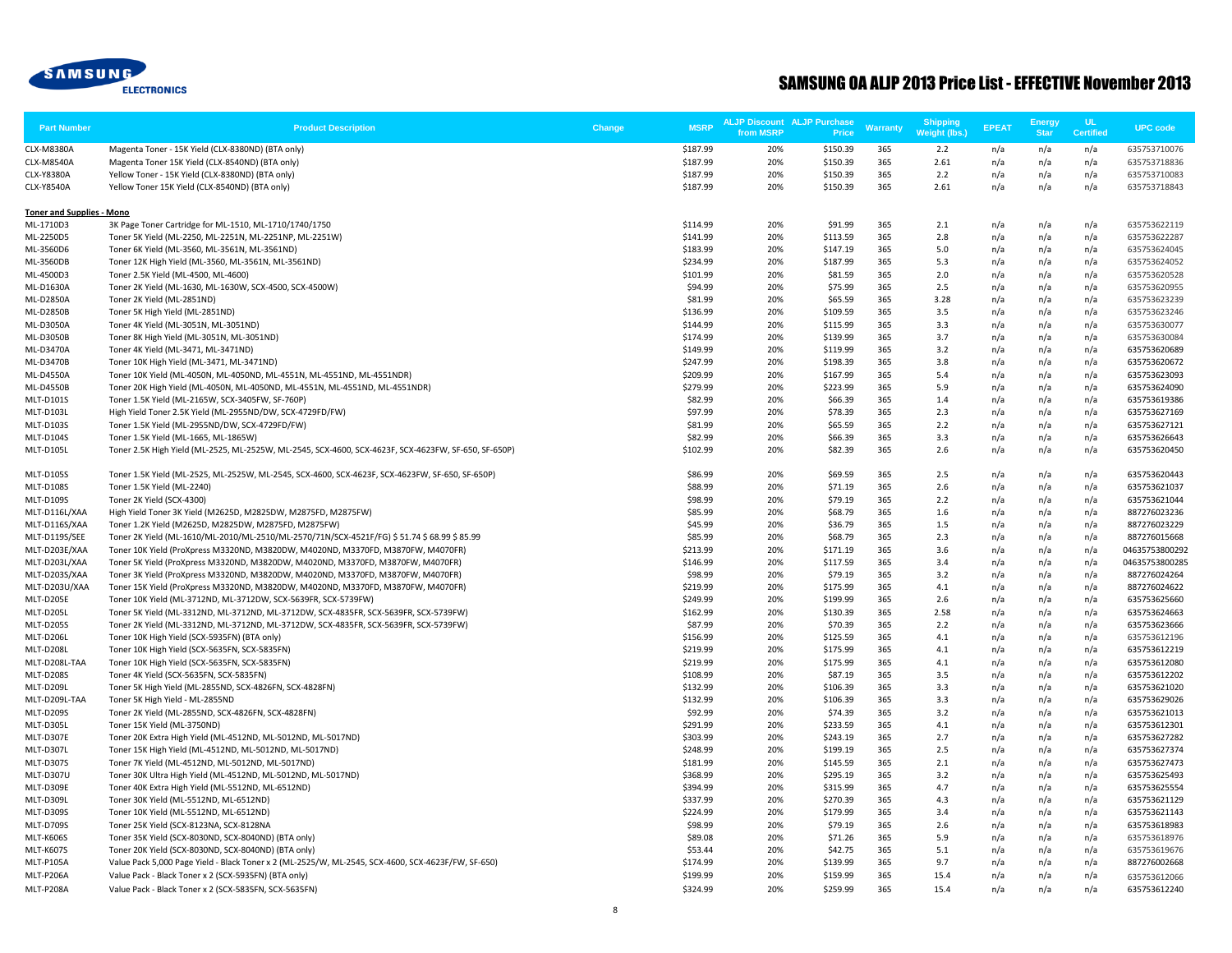# SAMSUNG OA ALJP 2013 Price List - EFFECTIVE November 2013

| Part Number | Product Description | Change | MSRP | ALJP Discount from MSRP | ALJP Purchase Price | Warranty | Shipping Weight (lbs.) | EPEAT | Energy Star | UL Certified | UPC code |
|---|---|---|---|---|---|---|---|---|---|---|---|
| CLX-M8380A | Magenta Toner - 15K Yield (CLX-8380ND) (BTA only) | | $187.99 | 20% | $150.39 | 365 | 2.2 | n/a | n/a | n/a | 635753710076 |
| CLX-M8540A | Magenta Toner 15K Yield (CLX-8540ND) (BTA only) | | $187.99 | 20% | $150.39 | 365 | 2.61 | n/a | n/a | n/a | 635753718836 |
| CLX-Y8380A | Yellow Toner - 15K Yield (CLX-8380ND) (BTA only) | | $187.99 | 20% | $150.39 | 365 | 2.2 | n/a | n/a | n/a | 635753710083 |
| CLX-Y8540A | Yellow Toner 15K Yield (CLX-8540ND) (BTA only) | | $187.99 | 20% | $150.39 | 365 | 2.61 | n/a | n/a | n/a | 635753718843 |
| **Toner and Supplies - Mono** | | | | | | | | | | | |
| ML-1710D3 | 3K Page Toner Cartridge for ML-1510, ML-1710/1740/1750 | | $114.99 | 20% | $91.99 | 365 | 2.1 | n/a | n/a | n/a | 635753622119 |
| ML-2250D5 | Toner 5K Yield (ML-2250, ML-2251N, ML-2251NP, ML-2251W) | | $141.99 | 20% | $113.59 | 365 | 2.8 | n/a | n/a | n/a | 635753622287 |
| ML-3560D6 | Toner 6K Yield (ML-3560, ML-3561N, ML-3561ND) | | $183.99 | 20% | $147.19 | 365 | 5.0 | n/a | n/a | n/a | 635753624045 |
| ML-3560DB | Toner 12K High Yield (ML-3560, ML-3561N, ML-3561ND) | | $234.99 | 20% | $187.99 | 365 | 5.3 | n/a | n/a | n/a | 635753624052 |
| ML-4500D3 | Toner 2.5K Yield (ML-4500, ML-4600) | | $101.99 | 20% | $81.59 | 365 | 2.0 | n/a | n/a | n/a | 635753620528 |
| ML-D1630A | Toner 2K Yield (ML-1630, ML-1630W, SCX-4500, SCX-4500W) | | $94.99 | 20% | $75.99 | 365 | 2.5 | n/a | n/a | n/a | 635753620955 |
| ML-D2850A | Toner 2K Yield (ML-2851ND) | | $81.99 | 20% | $65.59 | 365 | 3.28 | n/a | n/a | n/a | 635753623239 |
| ML-D2850B | Toner 5K High Yield (ML-2851ND) | | $136.99 | 20% | $109.59 | 365 | 3.5 | n/a | n/a | n/a | 635753623246 |
| ML-D3050A | Toner 4K Yield (ML-3051N, ML-3051ND) | | $144.99 | 20% | $115.99 | 365 | 3.3 | n/a | n/a | n/a | 635753630077 |
| ML-D3050B | Toner 8K High Yield (ML-3051N, ML-3051ND) | | $174.99 | 20% | $139.99 | 365 | 3.7 | n/a | n/a | n/a | 635753630084 |
| ML-D3470A | Toner 4K Yield (ML-3471, ML-3471ND) | | $149.99 | 20% | $119.99 | 365 | 3.2 | n/a | n/a | n/a | 635753620689 |
| ML-D3470B | Toner 10K High Yield (ML-3471, ML-3471ND) | | $247.99 | 20% | $198.39 | 365 | 3.8 | n/a | n/a | n/a | 635753620672 |
| ML-D4550A | Toner 10K Yield (ML-4050N, ML-4050ND, ML-4551N, ML-4551ND, ML-4551NDR) | | $209.99 | 20% | $167.99 | 365 | 5.4 | n/a | n/a | n/a | 635753623093 |
| ML-D4550B | Toner 20K High Yield (ML-4050N, ML-4050ND, ML-4551N, ML-4551ND, ML-4551NDR) | | $279.99 | 20% | $223.99 | 365 | 5.9 | n/a | n/a | n/a | 635753624090 |
| MLT-D101S | Toner 1.5K Yield (ML-2165W, SCX-3405FW, SF-760P) | | $82.99 | 20% | $66.39 | 365 | 1.4 | n/a | n/a | n/a | 635753619386 |
| MLT-D103L | High Yield Toner 2.5K Yield (ML-2955ND/DW, SCX-4729FD/FW) | | $97.99 | 20% | $78.39 | 365 | 2.3 | n/a | n/a | n/a | 635753627169 |
| MLT-D103S | Toner 1.5K Yield (ML-2955ND/DW, SCX-4729FD/FW) | | $81.99 | 20% | $65.59 | 365 | 2.2 | n/a | n/a | n/a | 635753627121 |
| MLT-D104S | Toner 1.5K Yield (ML-1665, ML-1865W) | | $82.99 | 20% | $66.39 | 365 | 3.3 | n/a | n/a | n/a | 635753626643 |
| MLT-D105L | Toner 2.5K High Yield (ML-2525, ML-2525W, ML-2545, SCX-4600, SCX-4623F, SCX-4623FW, SF-650, SF-650P) | | $102.99 | 20% | $82.39 | 365 | 2.6 | n/a | n/a | n/a | 635753620450 |
| MLT-D105S | Toner 1.5K Yield (ML-2525, ML-2525W, ML-2545, SCX-4600, SCX-4623F, SCX-4623FW, SF-650, SF-650P) | | $86.99 | 20% | $69.59 | 365 | 2.5 | n/a | n/a | n/a | 635753620443 |
| MLT-D108S | Toner 1.5K Yield (ML-2240) | | $88.99 | 20% | $71.19 | 365 | 2.6 | n/a | n/a | n/a | 635753621037 |
| MLT-D109S | Toner 2K Yield (SCX-4300) | | $98.99 | 20% | $79.19 | 365 | 2.2 | n/a | n/a | n/a | 635753621044 |
| MLT-D116L/XAA | High Yield Toner 3K Yield (M2625D, M2825DW, M2875FD, M2875FW) | | $85.99 | 20% | $68.79 | 365 | 1.6 | n/a | n/a | n/a | 887276023236 |
| MLT-D116S/XAA | Toner 1.2K Yield (M2625D, M2825DW, M2875FD, M2875FW) | | $45.99 | 20% | $36.79 | 365 | 1.5 | n/a | n/a | n/a | 887276023229 |
| MLT-D119S/SEE | Toner 2K Yield (ML-1610/ML-2010/ML-2510/ML-2570/71N/SCX-4521F/FG) $ 51.74 $ 68.99 $ 85.99 | | $85.99 | 20% | $68.79 | 365 | 2.3 | n/a | n/a | n/a | 887276015668 |
| MLT-D203E/XAA | Toner 10K Yield (ProXpress M3320ND, M3820DW, M4020ND, M3370FD, M3870FW, M4070FR) | | $213.99 | 20% | $171.19 | 365 | 3.6 | n/a | n/a | n/a | 04635753800292 |
| MLT-D203L/XAA | Toner 5K Yield (ProXpress M3320ND, M3820DW, M4020ND, M3370FD, M3870FW, M4070FR) | | $146.99 | 20% | $117.59 | 365 | 3.4 | n/a | n/a | n/a | 04635753800285 |
| MLT-D203S/XAA | Toner 3K Yield (ProXpress M3320ND, M3820DW, M4020ND, M3370FD, M3870FW, M4070FR) | | $98.99 | 20% | $79.19 | 365 | 3.2 | n/a | n/a | n/a | 887276024264 |
| MLT-D203U/XAA | Toner 15K Yield (ProXpress M3320ND, M3820DW, M4020ND, M3370FD, M3870FW, M4070FR) | | $219.99 | 20% | $175.99 | 365 | 4.1 | n/a | n/a | n/a | 887276024622 |
| MLT-D205E | Toner 10K Yield (ML-3712ND, ML-3712DW, SCX-5639FR, SCX-5739FW) | | $249.99 | 20% | $199.99 | 365 | 2.6 | n/a | n/a | n/a | 635753625660 |
| MLT-D205L | Toner 5K Yield (ML-3312ND, ML-3712ND, ML-3712DW, SCX-4835FR, SCX-5639FR, SCX-5739FW) | | $162.99 | 20% | $130.39 | 365 | 2.58 | n/a | n/a | n/a | 635753624663 |
| MLT-D205S | Toner 2K Yield (ML-3312ND, ML-3712ND, ML-3712DW, SCX-4835FR, SCX-5639FR, SCX-5739FW) | | $87.99 | 20% | $70.39 | 365 | 2.2 | n/a | n/a | n/a | 635753623666 |
| MLT-D206L | Toner 10K High Yield (SCX-5935FN) (BTA only) | | $156.99 | 20% | $125.59 | 365 | 4.1 | n/a | n/a | n/a | 635753612196 |
| MLT-D208L | Toner 10K High Yield (SCX-5635FN, SCX-5835FN) | | $219.99 | 20% | $175.99 | 365 | 4.1 | n/a | n/a | n/a | 635753612219 |
| MLT-D208L-TAA | Toner 10K High Yield (SCX-5635FN, SCX-5835FN) | | $219.99 | 20% | $175.99 | 365 | 4.1 | n/a | n/a | n/a | 635753612080 |
| MLT-D208S | Toner 4K Yield (SCX-5635FN, SCX-5835FN) | | $108.99 | 20% | $87.19 | 365 | 3.5 | n/a | n/a | n/a | 635753612202 |
| MLT-D209L | Toner 5K High Yield (ML-2855ND, SCX-4826FN, SCX-4828FN) | | $132.99 | 20% | $106.39 | 365 | 3.3 | n/a | n/a | n/a | 635753621020 |
| MLT-D209L-TAA | Toner 5K High Yield - ML-2855ND | | $132.99 | 20% | $106.39 | 365 | 3.3 | n/a | n/a | n/a | 635753629026 |
| MLT-D209S | Toner 2K Yield (ML-2855ND, SCX-4826FN, SCX-4828FN) | | $92.99 | 20% | $74.39 | 365 | 3.2 | n/a | n/a | n/a | 635753621013 |
| MLT-D305L | Toner 15K Yield (ML-3750ND) | | $291.99 | 20% | $233.59 | 365 | 4.1 | n/a | n/a | n/a | 635753612301 |
| MLT-D307E | Toner 20K Extra High Yield (ML-4512ND, ML-5012ND, ML-5017ND) | | $303.99 | 20% | $243.19 | 365 | 2.7 | n/a | n/a | n/a | 635753627282 |
| MLT-D307L | Toner 15K High Yield (ML-4512ND, ML-5012ND, ML-5017ND) | | $248.99 | 20% | $199.19 | 365 | 2.5 | n/a | n/a | n/a | 635753627374 |
| MLT-D307S | Toner 7K Yield (ML-4512ND, ML-5012ND, ML-5017ND) | | $181.99 | 20% | $145.59 | 365 | 2.1 | n/a | n/a | n/a | 635753627473 |
| MLT-D307U | Toner 30K Ultra High Yield (ML-4512ND, ML-5012ND, ML-5017ND) | | $368.99 | 20% | $295.19 | 365 | 3.2 | n/a | n/a | n/a | 635753625493 |
| MLT-D309E | Toner 40K Extra High Yield (ML-5512ND, ML-6512ND) | | $394.99 | 20% | $315.99 | 365 | 4.7 | n/a | n/a | n/a | 635753625554 |
| MLT-D309L | Toner 30K Yield (ML-5512ND, ML-6512ND) | | $337.99 | 20% | $270.39 | 365 | 4.3 | n/a | n/a | n/a | 635753621129 |
| MLT-D309S | Toner 10K Yield (ML-5512ND, ML-6512ND) | | $224.99 | 20% | $179.99 | 365 | 3.4 | n/a | n/a | n/a | 635753621143 |
| MLT-D709S | Toner 25K Yield (SCX-8123NA, SCX-8128NA | | $98.99 | 20% | $79.19 | 365 | 2.6 | n/a | n/a | n/a | 635753618983 |
| MLT-K606S | Toner 35K Yield (SCX-8030ND, SCX-8040ND) (BTA only) | | $89.08 | 20% | $71.26 | 365 | 5.9 | n/a | n/a | n/a | 635753618976 |
| MLT-K607S | Toner 20K Yield (SCX-8030ND, SCX-8040ND) (BTA only) | | $53.44 | 20% | $42.75 | 365 | 5.1 | n/a | n/a | n/a | 635753619676 |
| MLT-P105A | Value Pack 5,000 Page Yield - Black Toner x 2 (ML-2525/W, ML-2545, SCX-4600, SCX-4623F/FW, SF-650) | | $174.99 | 20% | $139.99 | 365 | 9.7 | n/a | n/a | n/a | 887276002668 |
| MLT-P206A | Value Pack - Black Toner x 2 (SCX-5935FN) (BTA only) | | $199.99 | 20% | $159.99 | 365 | 15.4 | n/a | n/a | n/a | 635753612066 |
| MLT-P208A | Value Pack - Black Toner x 2 (SCX-5835FN, SCX-5635FN) | | $324.99 | 20% | $259.99 | 365 | 15.4 | n/a | n/a | n/a | 635753612240 |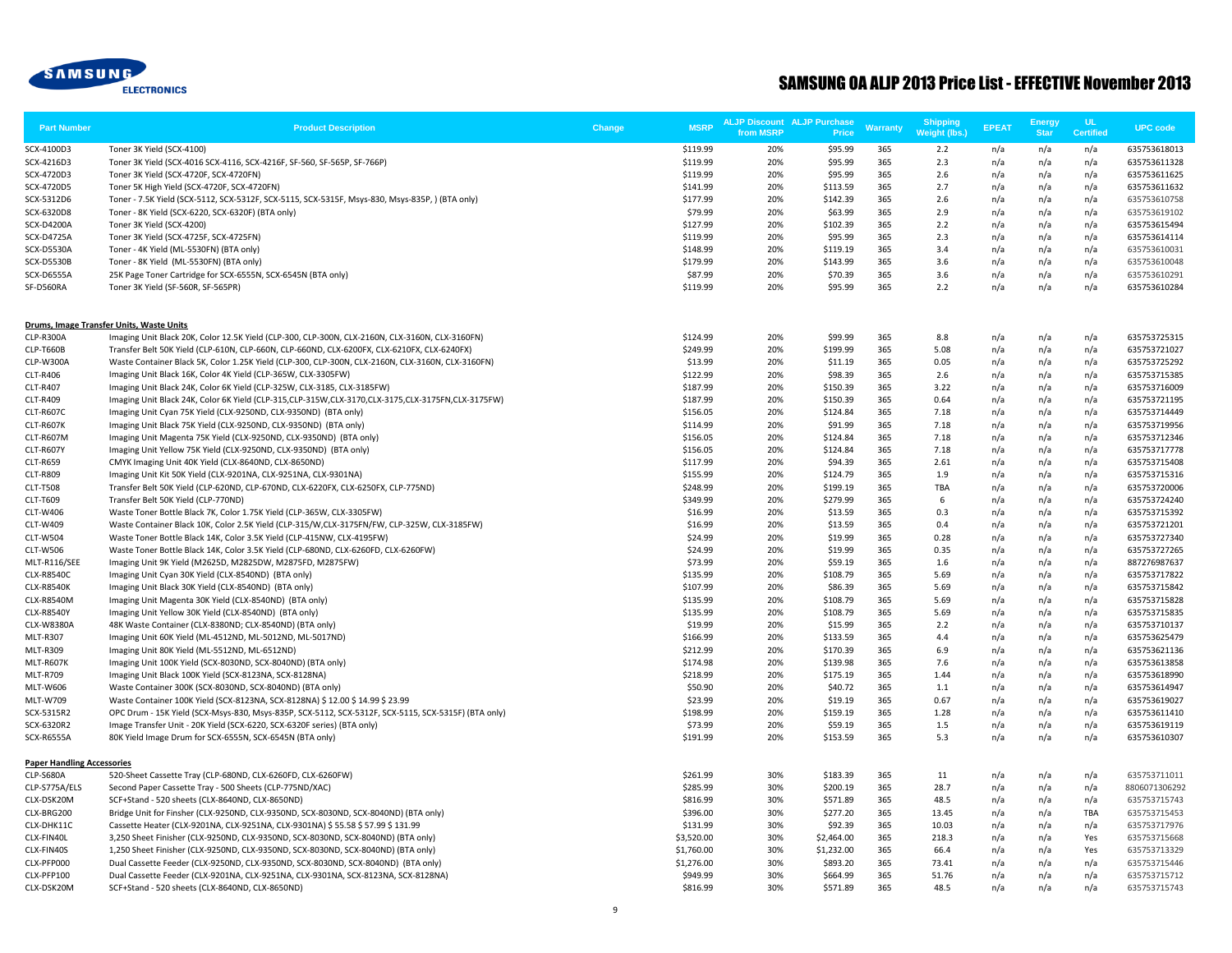# SAMSUNG OA ALJP 2013 Price List - EFFECTIVE November 2013

| Part Number | Product Description | Change | MSRP | ALJP Discount from MSRP | ALJP Purchase Price | Warranty | Shipping Weight (lbs.) | EPEAT | Energy Star | UL Certified | UPC code |
|---|---|---|---|---|---|---|---|---|---|---|---|
| SCX-4100D3 | Toner 3K Yield (SCX-4100) | | $119.99 | 20% | $95.99 | 365 | 2.2 | n/a | n/a | n/a | 635753618013 |
| SCX-4216D3 | Toner 3K Yield (SCX-4016 SCX-4116, SCX-4216F, SF-560, SF-565P, SF-766P) | | $119.99 | 20% | $95.99 | 365 | 2.3 | n/a | n/a | n/a | 635753611328 |
| SCX-4720D3 | Toner 3K Yield (SCX-4720F, SCX-4720FN) | | $119.99 | 20% | $95.99 | 365 | 2.6 | n/a | n/a | n/a | 635753611625 |
| SCX-4720D5 | Toner 5K High Yield (SCX-4720F, SCX-4720FN) | | $141.99 | 20% | $113.59 | 365 | 2.7 | n/a | n/a | n/a | 635753611632 |
| SCX-5312D6 | Toner - 7.5K Yield (SCX-5112, SCX-5312F, SCX-5115, SCX-5315F, Msys-830, Msys-835P, ) (BTA only) | | $177.99 | 20% | $142.39 | 365 | 2.6 | n/a | n/a | n/a | 635753610758 |
| SCX-6320D8 | Toner - 8K Yield (SCX-6220, SCX-6320F) (BTA only) | | $79.99 | 20% | $63.99 | 365 | 2.9 | n/a | n/a | n/a | 635753619102 |
| SCX-D4200A | Toner 3K Yield (SCX-4200) | | $127.99 | 20% | $102.39 | 365 | 2.2 | n/a | n/a | n/a | 635753615494 |
| SCX-D4725A | Toner 3K Yield (SCX-4725F, SCX-4725FN) | | $119.99 | 20% | $95.99 | 365 | 2.3 | n/a | n/a | n/a | 635753614114 |
| SCX-D5530A | Toner - 4K Yield (ML-5530FN) (BTA only) | | $148.99 | 20% | $119.19 | 365 | 3.4 | n/a | n/a | n/a | 635753610031 |
| SCX-D5530B | Toner - 8K Yield (ML-5530FN) (BTA only) | | $179.99 | 20% | $143.99 | 365 | 3.6 | n/a | n/a | n/a | 635753610048 |
| SCX-D6555A | 25K Page Toner Cartridge for SCX-6555N, SCX-6545N (BTA only) | | $87.99 | 20% | $70.39 | 365 | 3.6 | n/a | n/a | n/a | 635753610291 |
| SF-D560RA | Toner 3K Yield (SF-560R, SF-565PR) | | $119.99 | 20% | $95.99 | 365 | 2.2 | n/a | n/a | n/a | 635753610284 |
| **Drums, Image Transfer Units, Waste Units** | | | | | | | | | | | |
| CLP-R300A | Imaging Unit Black 20K, Color 12.5K Yield (CLP-300, CLP-300N, CLX-2160N, CLX-3160N, CLX-3160FN) | | $124.99 | 20% | $99.99 | 365 | 8.8 | n/a | n/a | n/a | 635753725315 |
| CLP-T660B | Transfer Belt 50K Yield (CLP-610N, CLP-660N, CLP-660ND, CLX-6200FX, CLX-6210FX, CLX-6240FX) | | $249.99 | 20% | $199.99 | 365 | 5.08 | n/a | n/a | n/a | 635753721027 |
| CLP-W300A | Waste Container Black 5K, Color 1.25K Yield (CLP-300, CLP-300N, CLX-2160N, CLX-3160N, CLX-3160FN) | | $13.99 | 20% | $11.19 | 365 | 0.05 | n/a | n/a | n/a | 635753725292 |
| CLT-R406 | Imaging Unit Black 16K, Color 4K Yield (CLP-365W, CLX-3305FW) | | $122.99 | 20% | $98.39 | 365 | 2.6 | n/a | n/a | n/a | 635753715385 |
| CLT-R407 | Imaging Unit Black 24K, Color 6K Yield (CLP-325W, CLX-3185, CLX-3185FW) | | $187.99 | 20% | $150.39 | 365 | 3.22 | n/a | n/a | n/a | 635753716009 |
| CLT-R409 | Imaging Unit Black 24K, Color 6K Yield (CLP-315,CLP-315W,CLX-3170,CLX-3175,CLX-3175FN,CLX-3175FW) | | $187.99 | 20% | $150.39 | 365 | 0.64 | n/a | n/a | n/a | 635753721195 |
| CLT-R607C | Imaging Unit Cyan 75K Yield (CLX-9250ND, CLX-9350ND) (BTA only) | | $156.05 | 20% | $124.84 | 365 | 7.18 | n/a | n/a | n/a | 635753714449 |
| CLT-R607K | Imaging Unit Black 75K Yield (CLX-9250ND, CLX-9350ND) (BTA only) | | $114.99 | 20% | $91.99 | 365 | 7.18 | n/a | n/a | n/a | 635753719956 |
| CLT-R607M | Imaging Unit Magenta 75K Yield (CLX-9250ND, CLX-9350ND) (BTA only) | | $156.05 | 20% | $124.84 | 365 | 7.18 | n/a | n/a | n/a | 635753712346 |
| CLT-R607Y | Imaging Unit Yellow 75K Yield (CLX-9250ND, CLX-9350ND) (BTA only) | | $156.05 | 20% | $124.84 | 365 | 7.18 | n/a | n/a | n/a | 635753717778 |
| CLT-R659 | CMYK Imaging Unit 40K Yield (CLX-8640ND, CLX-8650ND) | | $117.99 | 20% | $94.39 | 365 | 2.61 | n/a | n/a | n/a | 635753715408 |
| CLT-R809 | Imaging Unit Kit 50K Yield (CLX-9201NA, CLX-9251NA, CLX-9301NA) | | $155.99 | 20% | $124.79 | 365 | 1.9 | n/a | n/a | n/a | 635753715316 |
| CLT-T508 | Transfer Belt 50K Yield (CLP-620ND, CLP-670ND, CLX-6220FX, CLX-6250FX, CLP-775ND) | | $248.99 | 20% | $199.19 | 365 | TBA | n/a | n/a | n/a | 635753720006 |
| CLT-T609 | Transfer Belt 50K Yield (CLP-770ND) | | $349.99 | 20% | $279.99 | 365 | 6 | n/a | n/a | n/a | 635753724240 |
| CLT-W406 | Waste Toner Bottle Black 7K, Color 1.75K Yield (CLP-365W, CLX-3305FW) | | $16.99 | 20% | $13.59 | 365 | 0.3 | n/a | n/a | n/a | 635753715392 |
| CLT-W409 | Waste Container Black 10K, Color 2.5K Yield (CLP-315/W,CLX-3175FN/FW, CLP-325W, CLX-3185FW) | | $16.99 | 20% | $13.59 | 365 | 0.4 | n/a | n/a | n/a | 635753721201 |
| CLT-W504 | Waste Toner Bottle Black 14K, Color 3.5K Yield (CLP-415NW, CLX-4195FW) | | $24.99 | 20% | $19.99 | 365 | 0.28 | n/a | n/a | n/a | 635753727340 |
| CLT-W506 | Waste Toner Bottle Black 14K, Color 3.5K Yield (CLP-680ND, CLX-6260FD, CLX-6260FW) | | $24.99 | 20% | $19.99 | 365 | 0.35 | n/a | n/a | n/a | 635753727265 |
| MLT-R116/SEE | Imaging Unit 9K Yield (M2625D, M2825DW, M2875FD, M2875FW) | | $73.99 | 20% | $59.19 | 365 | 1.6 | n/a | n/a | n/a | 887276987637 |
| CLX-R8540C | Imaging Unit Cyan 30K Yield (CLX-8540ND) (BTA only) | | $135.99 | 20% | $108.79 | 365 | 5.69 | n/a | n/a | n/a | 635753717822 |
| CLX-R8540K | Imaging Unit Black 30K Yield (CLX-8540ND) (BTA only) | | $107.99 | 20% | $86.39 | 365 | 5.69 | n/a | n/a | n/a | 635753715842 |
| CLX-R8540M | Imaging Unit Magenta 30K Yield (CLX-8540ND) (BTA only) | | $135.99 | 20% | $108.79 | 365 | 5.69 | n/a | n/a | n/a | 635753715828 |
| CLX-R8540Y | Imaging Unit Yellow 30K Yield (CLX-8540ND) (BTA only) | | $135.99 | 20% | $108.79 | 365 | 5.69 | n/a | n/a | n/a | 635753715835 |
| CLX-W8380A | 48K Waste Container (CLX-8380ND; CLX-8540ND) (BTA only) | | $19.99 | 20% | $15.99 | 365 | 2.2 | n/a | n/a | n/a | 635753710137 |
| MLT-R307 | Imaging Unit 60K Yield (ML-4512ND, ML-5012ND, ML-5017ND) | | $166.99 | 20% | $133.59 | 365 | 4.4 | n/a | n/a | n/a | 635753625479 |
| MLT-R309 | Imaging Unit 80K Yield (ML-5512ND, ML-6512ND) | | $212.99 | 20% | $170.39 | 365 | 6.9 | n/a | n/a | n/a | 635753621136 |
| MLT-R607K | Imaging Unit 100K Yield (SCX-8030ND, SCX-8040ND) (BTA only) | | $174.98 | 20% | $139.98 | 365 | 7.6 | n/a | n/a | n/a | 635753613858 |
| MLT-R709 | Imaging Unit Black 100K Yield (SCX-8123NA, SCX-8128NA) | | $218.99 | 20% | $175.19 | 365 | 1.44 | n/a | n/a | n/a | 635753618990 |
| MLT-W606 | Waste Container 300K (SCX-8030ND, SCX-8040ND) (BTA only) | | $50.90 | 20% | $40.72 | 365 | 1.1 | n/a | n/a | n/a | 635753614947 |
| MLT-W709 | Waste Container 100K Yield (SCX-8123NA, SCX-8128NA) $ 12.00 $ 14.99 $ 23.99 | | $23.99 | 20% | $19.19 | 365 | 0.67 | n/a | n/a | n/a | 635753619027 |
| SCX-5315R2 | OPC Drum - 15K Yield (SCX-Msys-830, SCX-Msys-835P, SCX-5112, SCX-5312F, SCX-5115, SCX-5315F) (BTA only) | | $198.99 | 20% | $159.19 | 365 | 1.28 | n/a | n/a | n/a | 635753611410 |
| SCX-6320R2 | Image Transfer Unit - 20K Yield (SCX-6220, SCX-6320F series) (BTA only) | | $73.99 | 20% | $59.19 | 365 | 1.5 | n/a | n/a | n/a | 635753619119 |
| SCX-R6555A | 80K Yield Image Drum for SCX-6555N, SCX-6545N (BTA only) | | $191.99 | 20% | $153.59 | 365 | 5.3 | n/a | n/a | n/a | 635753610307 |
| **Paper Handling Accessories** | | | | | | | | | | | |
| CLP-S680A | 520-Sheet Cassette Tray (CLP-680ND, CLX-6260FD, CLX-6260FW) | | $261.99 | 30% | $183.39 | 365 | 11 | n/a | n/a | n/a | 635753711011 |
| CLP-S775A/ELS | Second Paper Cassette Tray - 500 Sheets (CLP-775ND/XAC) | | $285.99 | 30% | $200.19 | 365 | 28.7 | n/a | n/a | n/a | 8806071306292 |
| CLX-DSK20M | SCF+Stand - 520 sheets (CLX-8640ND, CLX-8650ND) | | $816.99 | 30% | $571.89 | 365 | 48.5 | n/a | n/a | n/a | 635753715743 |
| CLX-BRG200 | Bridge Unit for Finsher (CLX-9250ND, CLX-9350ND, SCX-8030ND, SCX-8040ND) (BTA only) | | $396.00 | 30% | $277.20 | 365 | 13.45 | n/a | n/a | TBA | 635753715453 |
| CLX-DHK11C | Cassette Heater (CLX-9201NA, CLX-9251NA, CLX-9301NA) $ 55.58 $ 57.99 $ 131.99 | | $131.99 | 30% | $92.39 | 365 | 10.03 | n/a | n/a | n/a | 635753717976 |
| CLX-FIN40L | 3,250 Sheet Finisher (CLX-9250ND, CLX-9350ND, SCX-8030ND, SCX-8040ND) (BTA only) | | $3,520.00 | 30% | $2,464.00 | 365 | 218.3 | n/a | n/a | Yes | 635753715668 |
| CLX-FIN40S | 1,250 Sheet Finisher (CLX-9250ND, CLX-9350ND, SCX-8030ND, SCX-8040ND) (BTA only) | | $1,760.00 | 30% | $1,232.00 | 365 | 66.4 | n/a | n/a | Yes | 635753713329 |
| CLX-PFP000 | Dual Cassette Feeder (CLX-9250ND, CLX-9350ND, SCX-8030ND, SCX-8040ND) (BTA only) | | $1,276.00 | 30% | $893.20 | 365 | 73.41 | n/a | n/a | n/a | 635753715446 |
| CLX-PFP100 | Dual Cassette Feeder (CLX-9201NA, CLX-9251NA, CLX-9301NA, SCX-8123NA, SCX-8128NA) | | $949.99 | 30% | $664.99 | 365 | 51.76 | n/a | n/a | n/a | 635753715712 |
| CLX-DSK20M | SCF+Stand - 520 sheets (CLX-8640ND, CLX-8650ND) | | $816.99 | 30% | $571.89 | 365 | 48.5 | n/a | n/a | n/a | 635753715743 |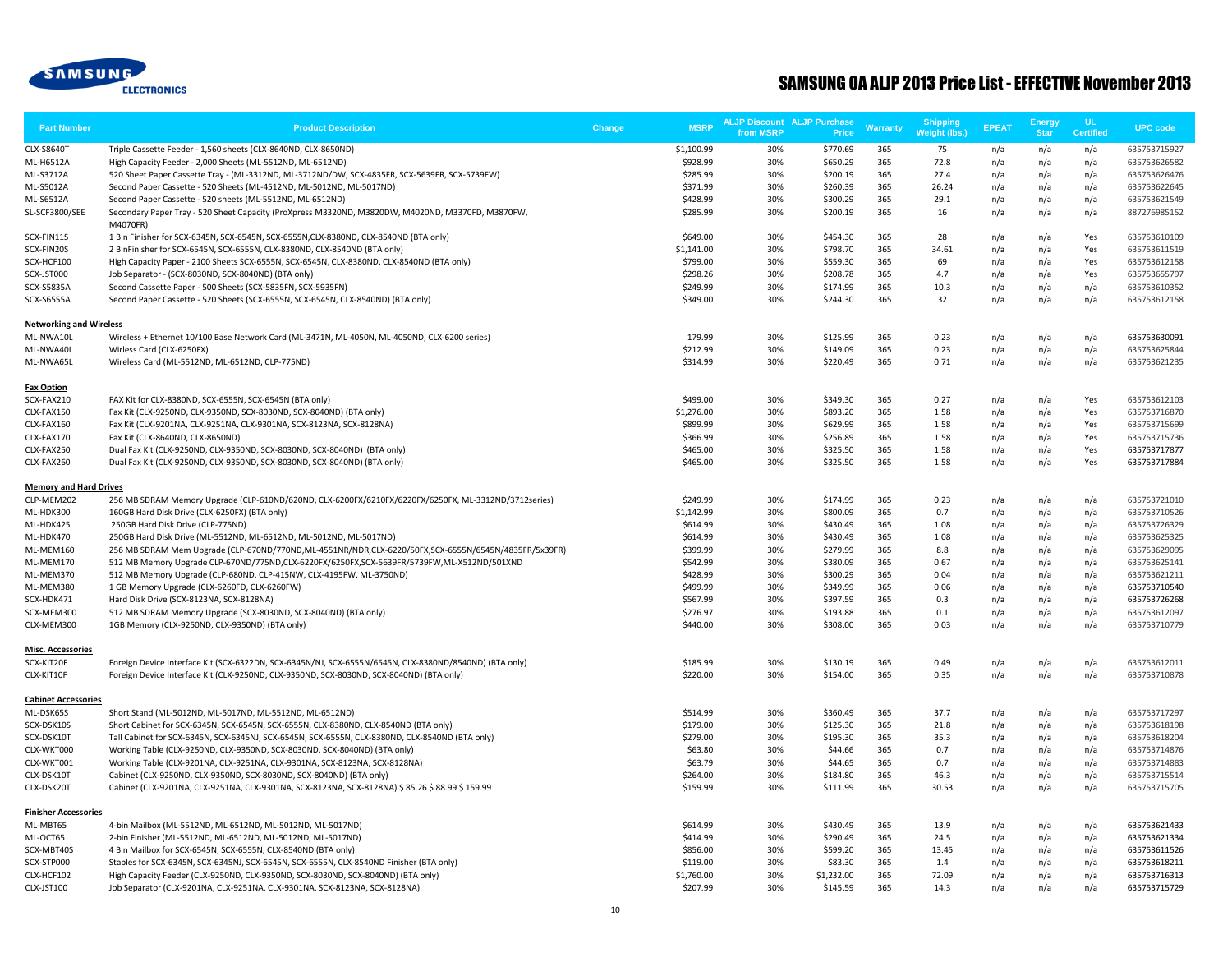# SAMSUNG OA ALJP 2013 Price List - EFFECTIVE November 2013

| Part Number | Product Description | Change | MSRP | ALJP Discount from MSRP | ALJP Purchase Price | Warranty | Shipping Weight (lbs.) | EPEAT | Energy Star | UL Certified | UPC code |
|---|---|---|---|---|---|---|---|---|---|---|---|
| CLX-S8640T | Triple Cassette Feeder - 1,560 sheets (CLX-8640ND, CLX-8650ND) | | $1,100.99 | 30% | $770.69 | 365 | 75 | n/a | n/a | n/a | 635753715927 |
| ML-H6512A | High Capacity Feeder - 2,000 Sheets (ML-5512ND, ML-6512ND) | | $928.99 | 30% | $650.29 | 365 | 72.8 | n/a | n/a | n/a | 635753626582 |
| ML-S3712A | 520 Sheet Paper Cassette Tray - (ML-3312ND, ML-3712DW/DW, SCX-4835FR, SCX-5639FR, SCX-5739FW) | | $285.99 | 30% | $200.19 | 365 | 27.4 | n/a | n/a | n/a | 635753626476 |
| ML-S5012A | Second Paper Cassette - 520 Sheets (ML-4512ND, ML-5012ND, ML-5017ND) | | $371.99 | 30% | $260.39 | 365 | 26.24 | n/a | n/a | n/a | 635753622645 |
| ML-S6512A | Second Paper Cassette - 520 sheets (ML-5512ND, ML-6512ND) | | $428.99 | 30% | $300.29 | 365 | 29.1 | n/a | n/a | n/a | 635753621549 |
| SL-SCF3800/SEE | Secondary Paper Tray - 520 Sheet Capacity (ProXpress M3320ND, M3820DW, M4020ND, M3370FD, M3870FW, M4070FR) | | $285.99 | 30% | $200.19 | 365 | 16 | n/a | n/a | n/a | 887276985152 |
| SCX-FIN11S | 1 Bin Finisher for SCX-6345N, SCX-6545N, SCX-6555N,CLX-8380ND, CLX-8540ND (BTA only) | | $649.00 | 30% | $454.30 | 365 | 28 | n/a | n/a | Yes | 635753610109 |
| SCX-FIN20S | 2 BinFinisher for SCX-6545N, SCX-6555N, CLX-8380ND, CLX-8540ND (BTA only) | | $1,141.00 | 30% | $798.70 | 365 | 34.61 | n/a | n/a | Yes | 635753611519 |
| SCX-HCF100 | High Capacity Paper - 2100 Sheets SCX-6555N, SCX-6545N, CLX-8380ND, CLX-8540ND (BTA only) | | $799.00 | 30% | $559.30 | 365 | 69 | n/a | n/a | Yes | 635753612158 |
| SCX-JST000 | Job Separator - (SCX-8030ND, SCX-8040ND) (BTA only) | | $298.26 | 30% | $208.78 | 365 | 4.7 | n/a | n/a | Yes | 635753655797 |
| SCX-S5835A | Second Cassette Paper - 500 Sheets (SCX-5835FN, SCX-5935FN) | | $249.99 | 30% | $174.99 | 365 | 10.3 | n/a | n/a | n/a | 635753610352 |
| SCX-S6555A | Second Paper Cassette - 520 Sheets (SCX-6555N, SCX-6545N, CLX-8540ND) (BTA only) | | $349.00 | 30% | $244.30 | 365 | 32 | n/a | n/a | n/a | 635753612158 |
| **Networking and Wireless** | | | | | | | | | | | |
| ML-NWA10L | Wireless + Ethernet 10/100 Base Network Card (ML-3471N, ML-4050N, ML-4050ND, CLX-6200 series) | | 179.99 | 30% | $125.99 | 365 | 0.23 | n/a | n/a | n/a | 635753630091 |
| ML-NWA40L | Wirless Card (CLX-6250FX) | | $212.99 | 30% | $149.09 | 365 | 0.23 | n/a | n/a | n/a | 635753625844 |
| ML-NWA65L | Wireless Card (ML-5512ND, ML-6512ND, CLP-775ND) | | $314.99 | 30% | $220.49 | 365 | 0.71 | n/a | n/a | n/a | 635753621235 |
| **Fax Option** | | | | | | | | | | | |
| SCX-FAX210 | FAX Kit for CLX-8380ND, SCX-6555N, SCX-6545N (BTA only) | | $499.00 | 30% | $349.30 | 365 | 0.27 | n/a | n/a | Yes | 635753612103 |
| CLX-FAX150 | Fax Kit (CLX-9250ND, CLX-9350ND, SCX-8030ND, SCX-8040ND) (BTA only) | | $1,276.00 | 30% | $893.20 | 365 | 1.58 | n/a | n/a | Yes | 635753716870 |
| CLX-FAX160 | Fax Kit (CLX-9201NA, CLX-9251NA, CLX-9301NA, SCX-8123NA, SCX-8128NA) | | $899.99 | 30% | $629.99 | 365 | 1.58 | n/a | n/a | Yes | 635753715699 |
| CLX-FAX170 | Fax Kit (CLX-8640ND, CLX-8650ND) | | $366.99 | 30% | $256.89 | 365 | 1.58 | n/a | n/a | Yes | 635753715736 |
| CLX-FAX250 | Dual Fax Kit (CLX-9250ND, CLX-9350ND, SCX-8030ND, SCX-8040ND) (BTA only) | | $465.00 | 30% | $325.50 | 365 | 1.58 | n/a | n/a | Yes | 635753717877 |
| CLX-FAX260 | Dual Fax Kit (CLX-9250ND, CLX-9350ND, SCX-8030ND, SCX-8040ND) (BTA only) | | $465.00 | 30% | $325.50 | 365 | 1.58 | n/a | n/a | Yes | 635753717884 |
| **Memory and Hard Drives** | | | | | | | | | | | |
| CLP-MEM202 | 256 MB SDRAM Memory Upgrade (CLP-610ND/620ND, CLX-6200FX/6210FX/6220FX/6250FX, ML-3312ND/3712series) | | $249.99 | 30% | $174.99 | 365 | 0.23 | n/a | n/a | n/a | 635753721010 |
| ML-HDK300 | 160GB Hard Disk Drive (CLX-6250FX) (BTA only) | | $1,142.99 | 30% | $800.09 | 365 | 0.7 | n/a | n/a | n/a | 635753710526 |
| ML-HDK425 | 250GB Hard Disk Drive (CLP-775ND) | | $614.99 | 30% | $430.49 | 365 | 1.08 | n/a | n/a | n/a | 635753726329 |
| ML-HDK470 | 250GB Hard Disk Drive (ML-5512ND, ML-6512ND, ML-5012ND, ML-5017ND) | | $614.99 | 30% | $430.49 | 365 | 1.08 | n/a | n/a | n/a | 635753625325 |
| ML-MEM160 | 256 MB SDRAM Mem Upgrade (CLP-670ND/770ND,ML-4551NR/NDR,CLX-6220/50FX,SCX-6555N/6545N/4835FR/5x39FR) | | $399.99 | 30% | $279.99 | 365 | 8.8 | n/a | n/a | n/a | 635753629095 |
| ML-MEM170 | 512 MB Memory Upgrade CLP-670ND/775ND,CLX-6220FX/6250FX,SCX-5639FR/5739FW,ML-X512ND/501XND | | $542.99 | 30% | $380.09 | 365 | 0.67 | n/a | n/a | n/a | 635753625141 |
| ML-MEM370 | 512 MB Memory Upgrade (CLP-680ND, CLP-415NW, CLX-4195FW, ML-3750ND) | | $428.99 | 30% | $300.29 | 365 | 0.04 | n/a | n/a | n/a | 635753621211 |
| ML-MEM380 | 1 GB Memory Upgrade (CLX-6260FD, CLX-6260FW) | | $499.99 | 30% | $349.99 | 365 | 0.06 | n/a | n/a | n/a | 635753710540 |
| SCX-HDK471 | Hard Disk Drive (SCX-8123NA, SCX-8128NA) | | $567.99 | 30% | $397.59 | 365 | 0.3 | n/a | n/a | n/a | 635753726268 |
| SCX-MEM300 | 512 MB SDRAM Memory Upgrade (SCX-8030ND, SCX-8040ND) (BTA only) | | $276.97 | 30% | $193.88 | 365 | 0.1 | n/a | n/a | n/a | 635753612097 |
| CLX-MEM300 | 1GB Memory (CLX-9250ND, CLX-9350ND) (BTA only) | | $440.00 | 30% | $308.00 | 365 | 0.03 | n/a | n/a | n/a | 635753710779 |
| **Misc. Accessories** | | | | | | | | | | | |
| SCX-KIT20F | Foreign Device Interface Kit (SCX-6322DN, SCX-6345N/NJ, SCX-6555N/6545N, CLX-8380ND/8540ND) (BTA only) | | $185.99 | 30% | $130.19 | 365 | 0.49 | n/a | n/a | n/a | 635753612011 |
| CLX-KIT10F | Foreign Device Interface Kit (CLX-9250ND, CLX-9350ND, SCX-8030ND, SCX-8040ND) (BTA only) | | $220.00 | 30% | $154.00 | 365 | 0.35 | n/a | n/a | n/a | 635753710878 |
| **Cabinet Accessories** | | | | | | | | | | | |
| ML-DSK65S | Short Stand (ML-5012ND, ML-5017ND, ML-5512ND, ML-6512ND) | | $514.99 | 30% | $360.49 | 365 | 37.7 | n/a | n/a | n/a | 635753717297 |
| SCX-DSK10S | Short Cabinet for SCX-6345N, SCX-6545N, SCX-6555N, CLX-8380ND, CLX-8540ND (BTA only) | | $179.00 | 30% | $125.30 | 365 | 21.8 | n/a | n/a | n/a | 635753618198 |
| SCX-DSK10T | Tall Cabinet for SCX-6345N, SCX-6345NJ, SCX-6545N, SCX-6555N, CLX-8380ND, CLX-8540ND (BTA only) | | $279.00 | 30% | $195.30 | 365 | 35.3 | n/a | n/a | n/a | 635753618204 |
| CLX-WKT000 | Working Table (CLX-9250ND, CLX-9350ND, SCX-8030ND, SCX-8040ND) (BTA only) | | $63.80 | 30% | $44.66 | 365 | 0.7 | n/a | n/a | n/a | 635753714876 |
| CLX-WKT001 | Working Table (CLX-9201NA, CLX-9251NA, CLX-9301NA, SCX-8123NA, SCX-8128NA) | | $63.79 | 30% | $44.65 | 365 | 0.7 | n/a | n/a | n/a | 635753714883 |
| CLX-DSK10T | Cabinet (CLX-9250ND, CLX-9350ND, SCX-8030ND, SCX-8040ND) (BTA only) | | $264.00 | 30% | $184.80 | 365 | 46.3 | n/a | n/a | n/a | 635753715514 |
| CLX-DSK20T | Cabinet (CLX-9201NA, CLX-9251NA, CLX-9301NA, SCX-8123NA, SCX-8128NA) $ 85.26 $ 88.99 $ 159.99 | | $159.99 | 30% | $111.99 | 365 | 30.53 | n/a | n/a | n/a | 635753715705 |
| **Finisher Accessories** | | | | | | | | | | | |
| ML-MBT65 | 4-bin Mailbox (ML-5512ND, ML-6512ND, ML-5012ND, ML-5017ND) | | $614.99 | 30% | $430.49 | 365 | 13.9 | n/a | n/a | n/a | 635753621433 |
| ML-OCT65 | 2-bin Finisher (ML-5512ND, ML-6512ND, ML-5012ND, ML-5017ND) | | $414.99 | 30% | $290.49 | 365 | 24.5 | n/a | n/a | n/a | 635753621334 |
| SCX-MBT40S | 4 Bin Mailbox for SCX-6545N, SCX-6555N, CLX-8540ND (BTA only) | | $856.00 | 30% | $599.20 | 365 | 13.45 | n/a | n/a | n/a | 635753611526 |
| SCX-STP000 | Staples for SCX-6345N, SCX-6345NJ, SCX-6545N, SCX-6555N, CLX-8540ND Finisher (BTA only) | | $119.00 | 30% | $83.30 | 365 | 1.4 | n/a | n/a | n/a | 635753618211 |
| CLX-HCF102 | High Capacity Feeder (CLX-9250ND, CLX-9350ND, SCX-8030ND, SCX-8040ND) (BTA only) | | $1,760.00 | 30% | $1,232.00 | 365 | 72.09 | n/a | n/a | n/a | 635753716313 |
| CLX-JST100 | Job Separator (CLX-9201NA, CLX-9251NA, CLX-9301NA, SCX-8123NA, SCX-8128NA) | | $207.99 | 30% | $145.59 | 365 | 14.3 | n/a | n/a | n/a | 635753715729 |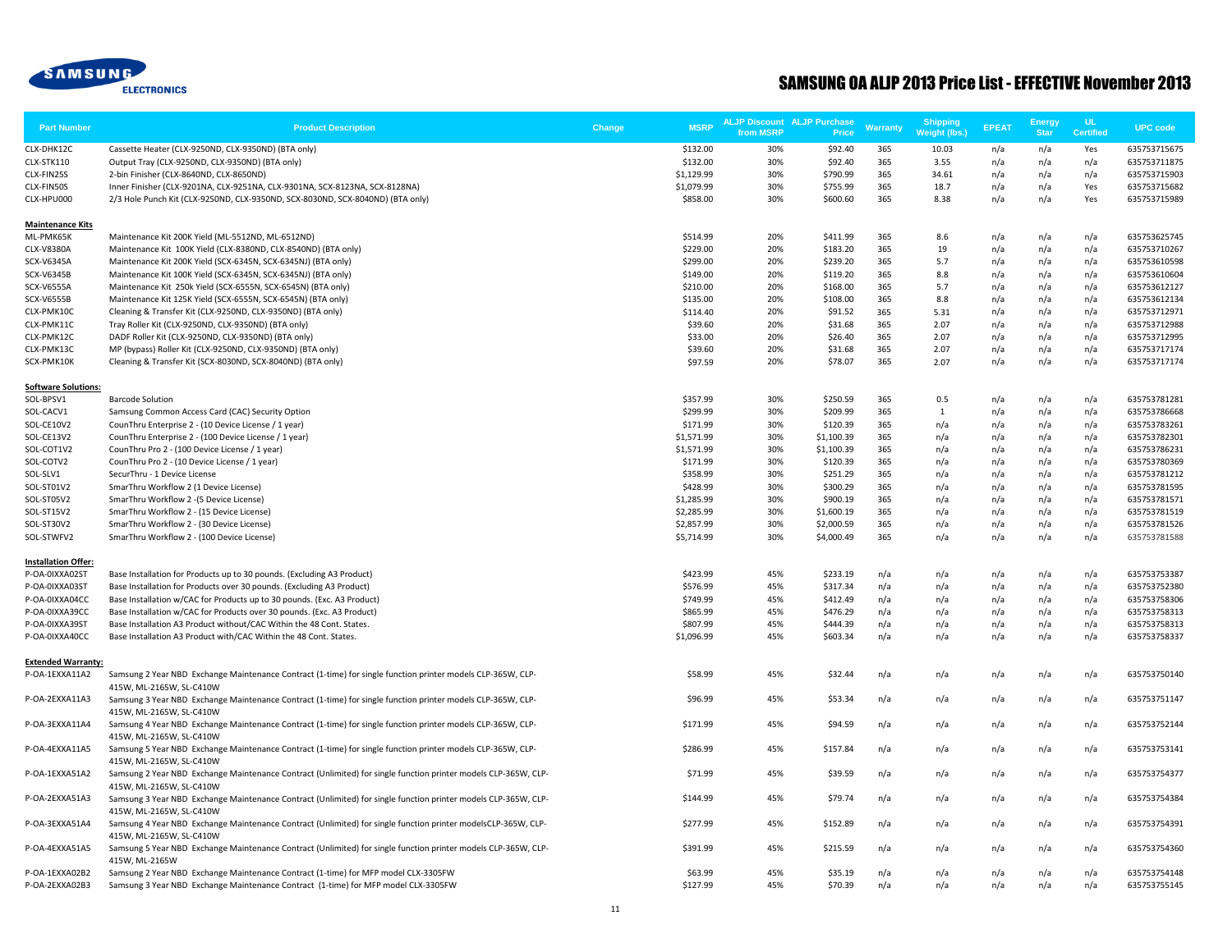# SAMSUNG OA ALJP 2013 Price List - EFFECTIVE November 2013

| Part Number | Product Description | Change | MSRP | ALJP Discount from MSRP | ALJP Purchase Price | Warranty | Shipping Weight (lbs.) | EPEAT | Energy Star | UL Certified | UPC code |
|---|---|---|---|---|---|---|---|---|---|---|---|
| CLX-DHK12C | Cassette Heater (CLX-9250ND, CLX-9350ND) (BTA only) | | $132.00 | 30% | $92.40 | 365 | 10.03 | n/a | n/a | Yes | 635753715675 |
| CLX-STK110 | Output Tray (CLX-9250ND, CLX-9350ND) (BTA only) | | $132.00 | 30% | $92.40 | 365 | 3.55 | n/a | n/a | n/a | 635753711875 |
| CLX-FIN25S | 2-bin Finisher (CLX-8640ND, CLX-8650ND) | | $1,129.99 | 30% | $790.99 | 365 | 34.61 | n/a | n/a | n/a | 635753715903 |
| CLX-FIN50S | Inner Finisher (CLX-9201NA, CLX-9251NA, CLX-9301NA, SCX-8123NA, SCX-8128NA) | | $1,079.99 | 30% | $755.99 | 365 | 18.7 | n/a | n/a | Yes | 635753715682 |
| CLX-HPU000 | 2/3 Hole Punch Kit (CLX-9250ND, CLX-9350ND, SCX-8030ND, SCX-8040ND) (BTA only) | | $858.00 | 30% | $600.60 | 365 | 8.38 | n/a | n/a | Yes | 635753715989 |
| **Maintenance Kits** | | | | | | | | | | | |
| ML-PMK65K | Maintenance Kit 200K Yield (ML-5512ND, ML-6512ND) | | $514.99 | 20% | $411.99 | 365 | 8.6 | n/a | n/a | n/a | 635753625745 |
| CLX-V8380A | Maintenance Kit 100K Yield (CLX-8380ND, CLX-8540ND) (BTA only) | | $229.00 | 20% | $183.20 | 365 | 19 | n/a | n/a | n/a | 635753710267 |
| SCX-V6345A | Maintenance Kit 200K Yield (SCX-6345N, SCX-6345NJ) (BTA only) | | $299.00 | 20% | $239.20 | 365 | 5.7 | n/a | n/a | n/a | 635753610598 |
| SCX-V6345B | Maintenance Kit 100K Yield (SCX-6345N, SCX-6345NJ) (BTA only) | | $149.00 | 20% | $119.20 | 365 | 8.8 | n/a | n/a | n/a | 635753610604 |
| SCX-V6555A | Maintenance Kit 250k Yield (SCX-6555N, SCX-6545N) (BTA only) | | $210.00 | 20% | $168.00 | 365 | 5.7 | n/a | n/a | n/a | 635753612127 |
| SCX-V6555B | Maintenance Kit 125K Yield (SCX-6555N, SCX-6545N) (BTA only) | | $135.00 | 20% | $108.00 | 365 | 8.8 | n/a | n/a | n/a | 635753612134 |
| CLX-PMK10C | Cleaning & Transfer Kit (CLX-9250ND, CLX-9350ND) (BTA only) | | $114.40 | 20% | $91.52 | 365 | 5.31 | n/a | n/a | n/a | 635753712971 |
| CLX-PMK11C | Tray Roller Kit (CLX-9250ND, CLX-9350ND) (BTA only) | | $39.60 | 20% | $31.68 | 365 | 2.07 | n/a | n/a | n/a | 635753712988 |
| CLX-PMK12C | DADF Roller Kit (CLX-9250ND, CLX-9350ND) (BTA only) | | $33.00 | 20% | $26.40 | 365 | 2.07 | n/a | n/a | n/a | 635753712995 |
| CLX-PMK13C | MP (bypass) Roller Kit (CLX-9250ND, CLX-9350ND) (BTA only) | | $39.60 | 20% | $31.68 | 365 | 2.07 | n/a | n/a | n/a | 635753717174 |
| SCX-PMK10K | Cleaning & Transfer Kit (SCX-8030ND, SCX-8040ND) (BTA only) | | $97.59 | 20% | $78.07 | 365 | 2.07 | n/a | n/a | n/a | 635753717174 |
| **Software Solutions:** | | | | | | | | | | | |
| SOL-BPSV1 | Barcode Solution | | $357.99 | 30% | $250.59 | 365 | 0.5 | n/a | n/a | n/a | 635753781281 |
| SOL-CACV1 | Samsung Common Access Card (CAC) Security Option | | $299.99 | 30% | $209.99 | 365 | 1 | n/a | n/a | n/a | 635753786668 |
| SOL-CE10V2 | CounThru Enterprise 2 - (10 Device License / 1 year) | | $171.99 | 30% | $120.39 | 365 | n/a | n/a | n/a | n/a | 635753783261 |
| SOL-CE13V2 | CounThru Enterprise 2 - (100 Device License / 1 year) | | $1,571.99 | 30% | $1,100.39 | 365 | n/a | n/a | n/a | n/a | 635753782301 |
| SOL-COT1V2 | CounThru Pro 2 - (100 Device License / 1 year) | | $1,571.99 | 30% | $1,100.39 | 365 | n/a | n/a | n/a | n/a | 635753786231 |
| SOL-COTV2 | CounThru Pro 2 - (10 Device License / 1 year) | | $171.99 | 30% | $120.39 | 365 | n/a | n/a | n/a | n/a | 635753780369 |
| SOL-SLV1 | SecurThru - 1 Device License | | $358.99 | 30% | $251.29 | 365 | n/a | n/a | n/a | n/a | 635753781212 |
| SOL-ST01V2 | SmarThru Workflow 2 (1 Device License) | | $428.99 | 30% | $300.29 | 365 | n/a | n/a | n/a | n/a | 635753781595 |
| SOL-ST05V2 | SmarThru Workflow 2 -(5 Device License) | | $1,285.99 | 30% | $900.19 | 365 | n/a | n/a | n/a | n/a | 635753781571 |
| SOL-ST15V2 | SmarThru Workflow 2 - (15 Device License) | | $2,285.99 | 30% | $1,600.19 | 365 | n/a | n/a | n/a | n/a | 635753781519 |
| SOL-ST30V2 | SmarThru Workflow 2 - (30 Device License) | | $2,857.99 | 30% | $2,000.59 | 365 | n/a | n/a | n/a | n/a | 635753781526 |
| SOL-STWFV2 | SmarThru Workflow 2 - (100 Device License) | | $5,714.99 | 30% | $4,000.49 | 365 | n/a | n/a | n/a | n/a | 635753781588 |
| **Installation Offer:** | | | | | | | | | | | |
| P-OA-0IXXA02ST | Base Installation for Products up to 30 pounds. (Excluding A3 Product) | | $423.99 | 45% | $233.19 | n/a | n/a | n/a | n/a | n/a | 635753753387 |
| P-OA-0IXXA03ST | Base Installation for Products over 30 pounds. (Excluding A3 Product) | | $576.99 | 45% | $317.34 | n/a | n/a | n/a | n/a | n/a | 635753752380 |
| P-OA-0IXXA04CC | Base Installation w/CAC for Products up to 30 pounds. (Exc. A3 Product) | | $749.99 | 45% | $412.49 | n/a | n/a | n/a | n/a | n/a | 635753758306 |
| P-OA-0IXXA39CC | Base Installation w/CAC for Products over 30 pounds. (Exc. A3 Product) | | $865.99 | 45% | $476.29 | n/a | n/a | n/a | n/a | n/a | 635753758313 |
| P-OA-0IXXA39ST | Base Installation A3 Product without/CAC Within the 48 Cont. States. | | $807.99 | 45% | $444.39 | n/a | n/a | n/a | n/a | n/a | 635753758313 |
| P-OA-0IXXA40CC | Base Installation A3 Product with/CAC Within the 48 Cont. States. | | $1,096.99 | 45% | $603.34 | n/a | n/a | n/a | n/a | n/a | 635753758337 |
| **Extended Warranty:** | | | | | | | | | | | |
| P-OA-1EXXA11A2 | Samsung 2 Year NBD Exchange Maintenance Contract (1-time) for single function printer models CLP-365W, CLP-415W, ML-2165W, SL-C410W | | $58.99 | 45% | $32.44 | n/a | n/a | n/a | n/a | n/a | 635753750140 |
| P-OA-2EXXA11A3 | Samsung 3 Year NBD Exchange Maintenance Contract (1-time) for single function printer models CLP-365W, CLP-415W, ML-2165W, SL-C410W | | $96.99 | 45% | $53.34 | n/a | n/a | n/a | n/a | n/a | 635753751147 |
| P-OA-3EXXA11A4 | Samsung 4 Year NBD Exchange Maintenance Contract (1-time) for single function printer models CLP-365W, CLP-415W, ML-2165W, SL-C410W | | $171.99 | 45% | $94.59 | n/a | n/a | n/a | n/a | n/a | 635753752144 |
| P-OA-4EXXA11A5 | Samsung 5 Year NBD Exchange Maintenance Contract (1-time) for single function printer models CLP-365W, CLP-415W, ML-2165W, SL-C410W | | $286.99 | 45% | $157.84 | n/a | n/a | n/a | n/a | n/a | 635753753141 |
| P-OA-1EXXA51A2 | Samsung 2 Year NBD Exchange Maintenance Contract (Unlimited) for single function printer models CLP-365W, CLP-415W, ML-2165W, SL-C410W | | $71.99 | 45% | $39.59 | n/a | n/a | n/a | n/a | n/a | 635753754377 |
| P-OA-2EXXA51A3 | Samsung 3 Year NBD Exchange Maintenance Contract (Unlimited) for single function printer models CLP-365W, CLP-415W, ML-2165W, SL-C410W | | $144.99 | 45% | $79.74 | n/a | n/a | n/a | n/a | n/a | 635753754384 |
| P-OA-3EXXA51A4 | Samsung 4 Year NBD Exchange Maintenance Contract (Unlimited) for single function printer modelsCLP-365W, CLP-415W, ML-2165W, SL-C410W | | $277.99 | 45% | $152.89 | n/a | n/a | n/a | n/a | n/a | 635753754391 |
| P-OA-4EXXA51A5 | Samsung 5 Year NBD Exchange Maintenance Contract (Unlimited) for single function printer models CLP-365W, CLP-415W, ML-2165W | | $391.99 | 45% | $215.59 | n/a | n/a | n/a | n/a | n/a | 635753754360 |
| P-OA-1EXXA02B2 | Samsung 2 Year NBD Exchange Maintenance Contract (1-time) for MFP model CLX-3305FW | | $63.99 | 45% | $35.19 | n/a | n/a | n/a | n/a | n/a | 635753754148 |
| P-OA-2EXXA02B3 | Samsung 3 Year NBD Exchange Maintenance Contract (1-time) for MFP model CLX-3305FW | | $127.99 | 45% | $70.39 | n/a | n/a | n/a | n/a | n/a | 635753755145 |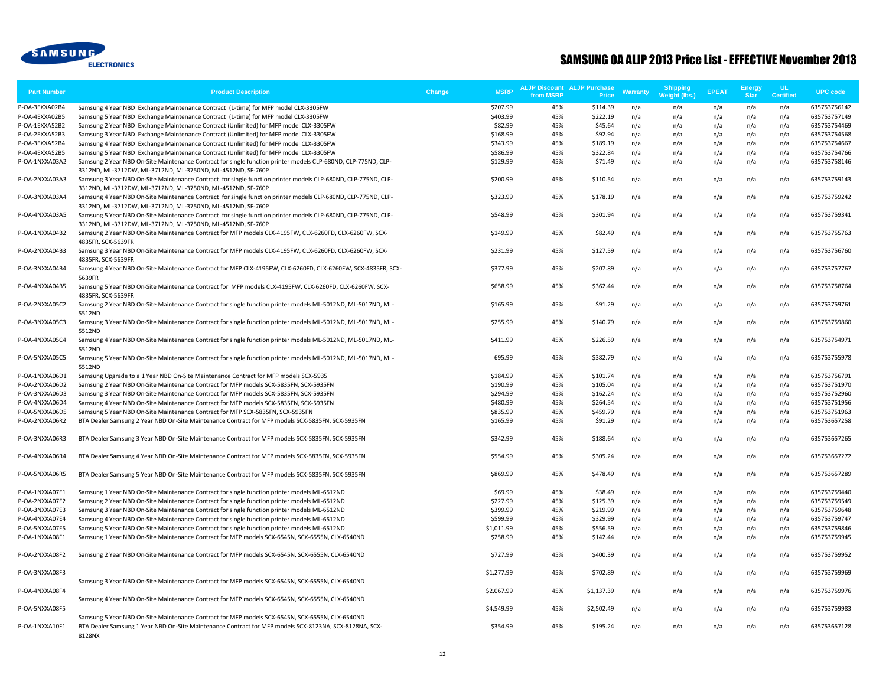# SAMSUNG OA ALJP 2013 Price List - EFFECTIVE November 2013

| Part Number | Product Description | Change | MSRP | ALJP Discount from MSRP | ALJP Purchase Price | Warranty | Shipping Weight (lbs.) | EPEAT | Energy Star | UL Certified | UPC code |
|---|---|---|---|---|---|---|---|---|---|---|---|
| P-OA-3EXXA02B4 | Samsung 4 Year NBD Exchange Maintenance Contract (1-time) for MFP model CLX-3305FW | | $207.99 | 45% | $114.39 | n/a | n/a | n/a | n/a | n/a | 635753756142 |
| P-OA-4EXXA02B5 | Samsung 5 Year NBD Exchange Maintenance Contract (1-time) for MFP model CLX-3305FW | | $403.99 | 45% | $222.19 | n/a | n/a | n/a | n/a | n/a | 635753757149 |
| P-OA-1EXXA52B2 | Samsung 2 Year NBD Exchange Maintenance Contract (Unlimited) for MFP model CLX-3305FW | | $82.99 | 45% | $45.64 | n/a | n/a | n/a | n/a | n/a | 635753754469 |
| P-OA-2EXXA52B3 | Samsung 3 Year NBD Exchange Maintenance Contract (Unlimited) for MFP model CLX-3305FW | | $168.99 | 45% | $92.94 | n/a | n/a | n/a | n/a | n/a | 635753754568 |
| P-OA-3EXXA52B4 | Samsung 4 Year NBD Exchange Maintenance Contract (Unlimited) for MFP model CLX-3305FW | | $343.99 | 45% | $189.19 | n/a | n/a | n/a | n/a | n/a | 635753754667 |
| P-OA-4EXXA52B5 | Samsung 5 Year NBD Exchange Maintenance Contract (Unlimited) for MFP model CLX-3305FW | | $586.99 | 45% | $322.84 | n/a | n/a | n/a | n/a | n/a | 635753754766 |
| P-OA-1NXXA03A2 | Samsung 2 Year NBD On-Site Maintenance Contract for single function printer models CLP-680ND, CLP-775ND, CLP-3312ND, ML-3712DW, ML-3712ND, ML-3750ND, ML-4512ND, SF-760P | | $129.99 | 45% | $71.49 | n/a | n/a | n/a | n/a | n/a | 635753758146 |
| P-OA-2NXXA03A3 | Samsung 3 Year NBD On-Site Maintenance Contract for single function printer models CLP-680ND, CLP-775ND, CLP-3312ND, ML-3712DW, ML-3712ND, ML-3750ND, ML-4512ND, SF-760P | | $200.99 | 45% | $110.54 | n/a | n/a | n/a | n/a | n/a | 635753759143 |
| P-OA-3NXXA03A4 | Samsung 4 Year NBD On-Site Maintenance Contract for single function printer models CLP-680ND, CLP-775ND, CLP-3312ND, ML-3712DW, ML-3712ND, ML-3750ND, ML-4512ND, SF-760P | | $323.99 | 45% | $178.19 | n/a | n/a | n/a | n/a | n/a | 635753759242 |
| P-OA-4NXXA03A5 | Samsung 5 Year NBD On-Site Maintenance Contract for single function printer models CLP-680ND, CLP-775ND, CLP-3312ND, ML-3712DW, ML-3712ND, ML-3750ND, ML-4512ND, SF-760P | | $548.99 | 45% | $301.94 | n/a | n/a | n/a | n/a | n/a | 635753759341 |
| P-OA-1NXXA04B2 | Samsung 2 Year NBD On-Site Maintenance Contract for MFP models CLX-4195FW, CLX-6260FD, CLX-6260FW, SCX-4835FR, SCX-5639FR | | $149.99 | 45% | $82.49 | n/a | n/a | n/a | n/a | n/a | 635753755763 |
| P-OA-2NXXA04B3 | Samsung 3 Year NBD On-Site Maintenance Contract for MFP models CLX-4195FW, CLX-6260FD, CLX-6260FW, SCX-4835FR, SCX-5639FR | | $231.99 | 45% | $127.59 | n/a | n/a | n/a | n/a | n/a | 635753756760 |
| P-OA-3NXXA04B4 | Samsung 4 Year NBD On-Site Maintenance Contract for MFP CLX-4195FW, CLX-6260FD, CLX-6260FW, SCX-4835FR, SCX-5639FR | | $377.99 | 45% | $207.89 | n/a | n/a | n/a | n/a | n/a | 635753757767 |
| P-OA-4NXXA04B5 | Samsung 5 Year NBD On-Site Maintenance Contract for MFP models CLX-4195FW, CLX-6260FD, CLX-6260FW, SCX-4835FR, SCX-5639FR | | $658.99 | 45% | $362.44 | n/a | n/a | n/a | n/a | n/a | 635753758764 |
| P-OA-2NXXA05C2 | Samsung 2 Year NBD On-Site Maintenance Contract for single function printer models ML-5012ND, ML-5017ND, ML-5512ND | | $165.99 | 45% | $91.29 | n/a | n/a | n/a | n/a | n/a | 635753759761 |
| P-OA-3NXXA05C3 | Samsung 3 Year NBD On-Site Maintenance Contract for single function printer models ML-5012ND, ML-5017ND, ML-5512ND | | $255.99 | 45% | $140.79 | n/a | n/a | n/a | n/a | n/a | 635753759860 |
| P-OA-4NXXA05C4 | Samsung 4 Year NBD On-Site Maintenance Contract for single function printer models ML-5012ND, ML-5017ND, ML-5512ND | | $411.99 | 45% | $226.59 | n/a | n/a | n/a | n/a | n/a | 635753754971 |
| P-OA-5NXXA05C5 | Samsung 5 Year NBD On-Site Maintenance Contract for single function printer models ML-5012ND, ML-5017ND, ML-5512ND | | 695.99 | 45% | $382.79 | n/a | n/a | n/a | n/a | n/a | 635753755978 |
| P-OA-1NXXA06D1 | Samsung Upgrade to a 1 Year NBD On-Site Maintenance Contract for MFP models SCX-5935 | | $184.99 | 45% | $101.74 | n/a | n/a | n/a | n/a | n/a | 635753756791 |
| P-OA-2NXXA06D2 | Samsung 2 Year NBD On-Site Maintenance Contract for MFP models SCX-5835FN, SCX-5935FN | | $190.99 | 45% | $105.04 | n/a | n/a | n/a | n/a | n/a | 635753751970 |
| P-OA-3NXXA06D3 | Samsung 3 Year NBD On-Site Maintenance Contract for MFP models SCX-5835FN, SCX-5935FN | | $294.99 | 45% | $162.24 | n/a | n/a | n/a | n/a | n/a | 635753752960 |
| P-OA-4NXXA06D4 | Samsung 4 Year NBD On-Site Maintenance Contract for MFP models SCX-5835FN, SCX-5935FN | | $480.99 | 45% | $264.54 | n/a | n/a | n/a | n/a | n/a | 635753751956 |
| P-OA-5NXXA06D5 | Samsung 5 Year NBD On-Site Maintenance Contract for MFP SCX-5835FN, SCX-5935FN | | $835.99 | 45% | $459.79 | n/a | n/a | n/a | n/a | n/a | 635753751963 |
| P-OA-2NXXA06R2 | BTA Dealer Samsung 2 Year NBD On-Site Maintenance Contract for MFP models SCX-5835FN, SCX-5935FN | | $165.99 | 45% | $91.29 | n/a | n/a | n/a | n/a | n/a | 635753657258 |
| P-OA-3NXXA06R3 | BTA Dealer Samsung 3 Year NBD On-Site Maintenance Contract for MFP models SCX-5835FN, SCX-5935FN | | $342.99 | 45% | $188.64 | n/a | n/a | n/a | n/a | n/a | 635753657265 |
| P-OA-4NXXA06R4 | BTA Dealer Samsung 4 Year NBD On-Site Maintenance Contract for MFP models SCX-5835FN, SCX-5935FN | | $554.99 | 45% | $305.24 | n/a | n/a | n/a | n/a | n/a | 635753657272 |
| P-OA-5NXXA06R5 | BTA Dealer Samsung 5 Year NBD On-Site Maintenance Contract for MFP models SCX-5835FN, SCX-5935FN | | $869.99 | 45% | $478.49 | n/a | n/a | n/a | n/a | n/a | 635753657289 |
| P-OA-1NXXA07E1 | Samsung 1 Year NBD On-Site Maintenance Contract for single function printer models ML-6512ND | | $69.99 | 45% | $38.49 | n/a | n/a | n/a | n/a | n/a | 635753759440 |
| P-OA-2NXXA07E2 | Samsung 2 Year NBD On-Site Maintenance Contract for single function printer models ML-6512ND | | $227.99 | 45% | $125.39 | n/a | n/a | n/a | n/a | n/a | 635753759549 |
| P-OA-3NXXA07E3 | Samsung 3 Year NBD On-Site Maintenance Contract for single function printer models ML-6512ND | | $399.99 | 45% | $219.99 | n/a | n/a | n/a | n/a | n/a | 635753759648 |
| P-OA-4NXXA07E4 | Samsung 4 Year NBD On-Site Maintenance Contract for single function printer models ML-6512ND | | $599.99 | 45% | $329.99 | n/a | n/a | n/a | n/a | n/a | 635753759747 |
| P-OA-5NXXA07E5 | Samsung 5 Year NBD On-Site Maintenance Contract for single function printer models ML-6512ND | | $1,011.99 | 45% | $556.59 | n/a | n/a | n/a | n/a | n/a | 635753759846 |
| P-OA-1NXXA08F1 | Samsung 1 Year NBD On-Site Maintenance Contract for MFP models SCX-6545N, SCX-6555N, CLX-6540ND | | $258.99 | 45% | $142.44 | n/a | n/a | n/a | n/a | n/a | 635753759945 |
| P-OA-2NXXA08F2 | Samsung 2 Year NBD On-Site Maintenance Contract for MFP models SCX-6545N, SCX-6555N, CLX-6540ND | | $727.99 | 45% | $400.39 | n/a | n/a | n/a | n/a | n/a | 635753759952 |
| P-OA-3NXXA08F3 | Samsung 3 Year NBD On-Site Maintenance Contract for MFP models SCX-6545N, SCX-6555N, CLX-6540ND | | $1,277.99 | 45% | $702.89 | n/a | n/a | n/a | n/a | n/a | 635753759969 |
| P-OA-4NXXA08F4 | Samsung 4 Year NBD On-Site Maintenance Contract for MFP models SCX-6545N, SCX-6555N, CLX-6540ND | | $2,067.99 | 45% | $1,137.39 | n/a | n/a | n/a | n/a | n/a | 635753759976 |
| P-OA-5NXXA08F5 | Samsung 5 Year NBD On-Site Maintenance Contract for MFP models SCX-6545N, SCX-6555N, CLX-6540ND | | $4,549.99 | 45% | $2,502.49 | n/a | n/a | n/a | n/a | n/a | 635753759983 |
| P-OA-1NXXA10F1 | BTA Dealer Samsung 1 Year NBD On-Site Maintenance Contract for MFP models SCX-8123NA, SCX-8128NA, SCX-8128NX | | $354.99 | 45% | $195.24 | n/a | n/a | n/a | n/a | n/a | 635753657128 |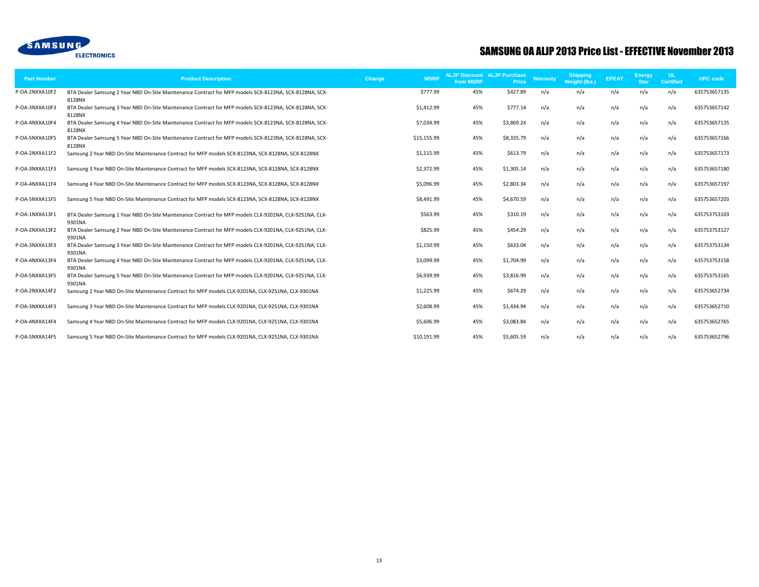SAMSUNG ELECTRONICS

# SAMSUNG OA ALJP 2013 Price List - EFFECTIVE November 2013

| Part Number | Product Description | Change | MSRP | ALJP Discount from MSRP | ALJP Purchase Price | Warranty | Shipping Weight (lbs.) | EPEAT | Energy Star | UL Certified | UPC code |
|---|---|---|---|---|---|---|---|---|---|---|---|
| P-OA-2NXXA10F2 | BTA Dealer Samsung 2 Year NBD On-Site Maintenance Contract for MFP models SCX-8123NA, SCX-8128NA, SCX-8128NX | | $777.99 | 45% | $427.89 | n/a | n/a | n/a | n/a | n/a | 635753657135 |
| P-OA-3NXXA10F3 | BTA Dealer Samsung 3 Year NBD On-Site Maintenance Contract for MFP models SCX-8123NA, SCX-8128NA, SCX-8128NX | | $1,412.99 | 45% | $777.14 | n/a | n/a | n/a | n/a | n/a | 635753657142 |
| P-OA-4NXXA10F4 | BTA Dealer Samsung 4 Year NBD On-Site Maintenance Contract for MFP models SCX-8123NA, SCX-8128NA, SCX-8128NX | | $7,034.99 | 45% | $3,869.24 | n/a | n/a | n/a | n/a | n/a | 635753657135 |
| P-OA-5NXXA10F5 | BTA Dealer Samsung 5 Year NBD On-Site Maintenance Contract for MFP models SCX-8123NA, SCX-8128NA, SCX-8128NX | | $15,155.99 | 45% | $8,335.79 | n/a | n/a | n/a | n/a | n/a | 635753657166 |
| P-OA-2NXXA11F2 | Samsung 2 Year NBD On-Site Maintenance Contract for MFP models SCX-8123NA, SCX-8128NA, SCX-8128NX | | $1,115.99 | 45% | $613.79 | n/a | n/a | n/a | n/a | n/a | 635753657173 |
| P-OA-3NXXA11F3 | Samsung 3 Year NBD On-Site Maintenance Contract for MFP models SCX-8123NA, SCX-8128NA, SCX-8128NX | | $2,372.99 | 45% | $1,305.14 | n/a | n/a | n/a | n/a | n/a | 635753657180 |
| P-OA-4NXXA11F4 | Samsung 4 Year NBD On-Site Maintenance Contract for MFP models SCX-8123NA, SCX-8128NA, SCX-8128NX | | $5,096.99 | 45% | $2,803.34 | n/a | n/a | n/a | n/a | n/a | 635753657197 |
| P-OA-5NXXA11F5 | Samsung 5 Year NBD On-Site Maintenance Contract for MFP models SCX-8123NA, SCX-8128NA, SCX-8128NX | | $8,491.99 | 45% | $4,670.59 | n/a | n/a | n/a | n/a | n/a | 635753657203 |
| P-OA-1NXXA13F1 | BTA Dealer Samsung 1 Year NBD On-Site Maintenance Contract for MFP models CLX-9201NA, CLX-9251NA, CLX-9301NA | | $563.99 | 45% | $310.19 | n/a | n/a | n/a | n/a | n/a | 635753753103 |
| P-OA-2NXXA13F2 | BTA Dealer Samsung 2 Year NBD On-Site Maintenance Contract for MFP models CLX-9201NA, CLX-9251NA, CLX-9301NA | | $825.99 | 45% | $454.29 | n/a | n/a | n/a | n/a | n/a | 635753753127 |
| P-OA-3NXXA13F3 | BTA Dealer Samsung 3 Year NBD On-Site Maintenance Contract for MFP models CLX-9201NA, CLX-9251NA, CLX-9301NA | | $1,150.99 | 45% | $633.04 | n/a | n/a | n/a | n/a | n/a | 635753753134 |
| P-OA-4NXXA13F4 | BTA Dealer Samsung 4 Year NBD On-Site Maintenance Contract for MFP models CLX-9201NA, CLX-9251NA, CLX-9301NA | | $3,099.99 | 45% | $1,704.99 | n/a | n/a | n/a | n/a | n/a | 635753753158 |
| P-OA-5NXXA13F5 | BTA Dealer Samsung 5 Year NBD On-Site Maintenance Contract for MFP models CLX-9201NA, CLX-9251NA, CLX-9301NA | | $6,939.99 | 45% | $3,816.99 | n/a | n/a | n/a | n/a | n/a | 635753753165 |
| P-OA-2NXXA14F2 | Samsung 2 Year NBD On-Site Maintenance Contract for MFP models CLX-9201NA, CLX-9251NA, CLX-9301NA | | $1,225.99 | 45% | $674.29 | n/a | n/a | n/a | n/a | n/a | 635753652734 |
| P-OA-3NXXA14F3 | Samsung 3 Year NBD On-Site Maintenance Contract for MFP models CLX-9201NA, CLX-9251NA, CLX-9301NA | | $2,608.99 | 45% | $1,434.94 | n/a | n/a | n/a | n/a | n/a | 635753652710 |
| P-OA-4NXXA14F4 | Samsung 4 Year NBD On-Site Maintenance Contract for MFP models CLX-9201NA, CLX-9251NA, CLX-9301NA | | $5,606.99 | 45% | $3,083.84 | n/a | n/a | n/a | n/a | n/a | 635753652765 |
| P-OA-5NXXA14F5 | Samsung 5 Year NBD On-Site Maintenance Contract for MFP models CLX-9201NA, CLX-9251NA, CLX-9301NA | | $10,191.99 | 45% | $5,605.59 | n/a | n/a | n/a | n/a | n/a | 635753652796 |